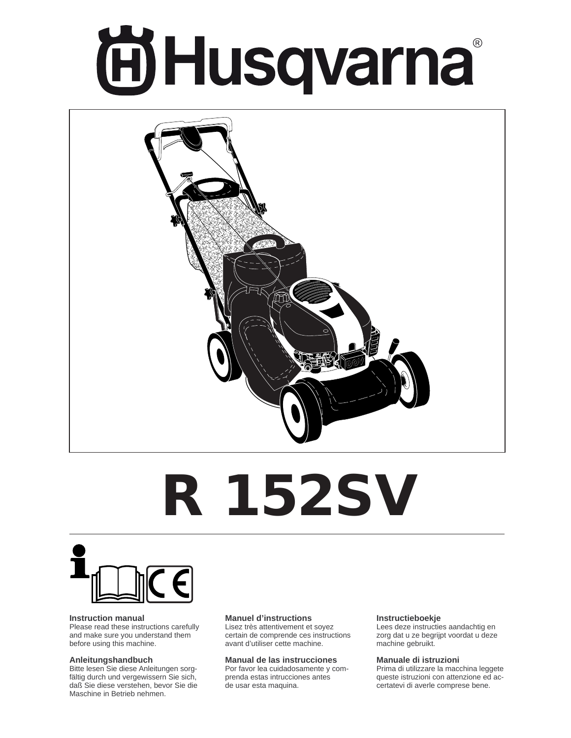# Husqvarna®

# R 152SV

**Instruction manual**
Please read these instructions carefully and make sure you understand them before using this machine.

**Anleitungshandbuch**
Bitte lesen Sie diese Anleitungen sorgfältig durch und vergewissern Sie sich, daß Sie diese verstehen, bevor Sie die Maschine in Betrieb nehmen.

**Manuel d'instructions**
Lisez très attentivement et soyez certain de comprende ces instructions avant d'utiliser cette machine.

**Manual de las instrucciones**
Por favor lea cuidadosamente y comprenda estas intrucciones antes de usar esta maquina.

**Instructieboekje**
Lees deze instructies aandachtig en zorg dat u ze begrijpt voordat u deze machine gebruikt.

**Manuale di istruzioni**
Prima di utilizzare la macchina leggete queste istruzioni con attenzione ed accertatevi di averle comprese bene.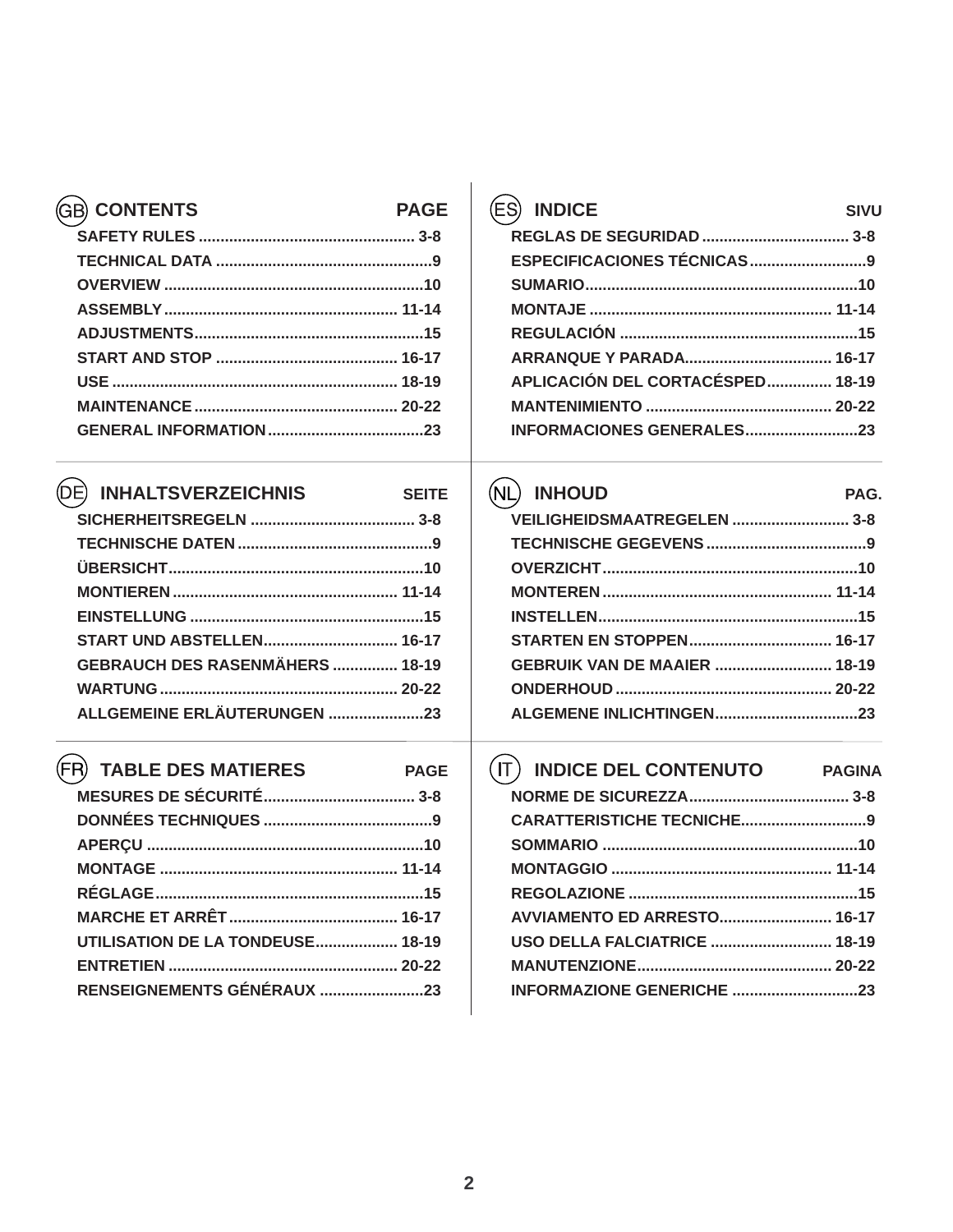## GB CONTENTS

| CONTENTS | PAGE |
| --- | --- |
| SAFETY RULES | 3-8 |
| TECHNICAL DATA | 9 |
| OVERVIEW | 10 |
| ASSEMBLY | 11-14 |
| ADJUSTMENTS | 15 |
| START AND STOP | 16-17 |
| USE | 18-19 |
| MAINTENANCE | 20-22 |
| GENERAL INFORMATION | 23 |

## ES INDICE

| INDICE | SIVU |
| --- | --- |
| REGLAS DE SEGURIDAD | 3-8 |
| ESPECIFICACIONES TÉCNICAS | 9 |
| SUMARIO | 10 |
| MONTAJE | 11-14 |
| REGULACIÓN | 15 |
| ARRANQUE Y PARADA | 16-17 |
| APLICACIÓN DEL CORTACÉSPED | 18-19 |
| MANTENIMIENTO | 20-22 |
| INFORMACIONES GENERALES | 23 |

## DE INHALTSVERZEICHNIS

| INHALTSVERZEICHNIS | SEITE |
| --- | --- |
| SICHERHEITSREGELN | 3-8 |
| TECHNISCHE DATEN | 9 |
| ÜBERSICHT | 10 |
| MONTIEREN | 11-14 |
| EINSTELLUNG | 15 |
| START UND ABSTELLEN | 16-17 |
| GEBRAUCH DES RASENMÄHERS | 18-19 |
| WARTUNG | 20-22 |
| ALLGEMEINE ERLÄUTERUNGEN | 23 |

## NL INHOUD

| INHOUD | PAG. |
| --- | --- |
| VEILIGHEIDSMAATREGELEN | 3-8 |
| TECHNISCHE GEGEVENS | 9 |
| OVERZICHT | 10 |
| MONTEREN | 11-14 |
| INSTELLEN | 15 |
| STARTEN EN STOPPEN | 16-17 |
| GEBRUIK VAN DE MAAIER | 18-19 |
| ONDERHOUD | 20-22 |
| ALGEMENE INLICHTINGEN | 23 |

## FR TABLE DES MATIERES

| TABLE DES MATIERES | PAGE |
| --- | --- |
| MESURES DE SÉCURITÉ | 3-8 |
| DONNÉES TECHNIQUES | 9 |
| APERÇU | 10 |
| MONTAGE | 11-14 |
| RÉGLAGE | 15 |
| MARCHE ET ARRÊT | 16-17 |
| UTILISATION DE LA TONDEUSE | 18-19 |
| ENTRETIEN | 20-22 |
| RENSEIGNEMENTS GÉNÉRAUX | 23 |

## IT INDICE DEL CONTENUTO

| INDICE DEL CONTENUTO | PAGINA |
| --- | --- |
| NORME DE SICUREZZA | 3-8 |
| CARATTERISTICHE TECNICHE | 9 |
| SOMMARIO | 10 |
| MONTAGGIO | 11-14 |
| REGOLAZIONE | 15 |
| AVVIAMENTO ED ARRESTO | 16-17 |
| USO DELLA FALCIATRICE | 18-19 |
| MANUTENZIONE | 20-22 |
| INFORMAZIONE GENERICHE | 23 |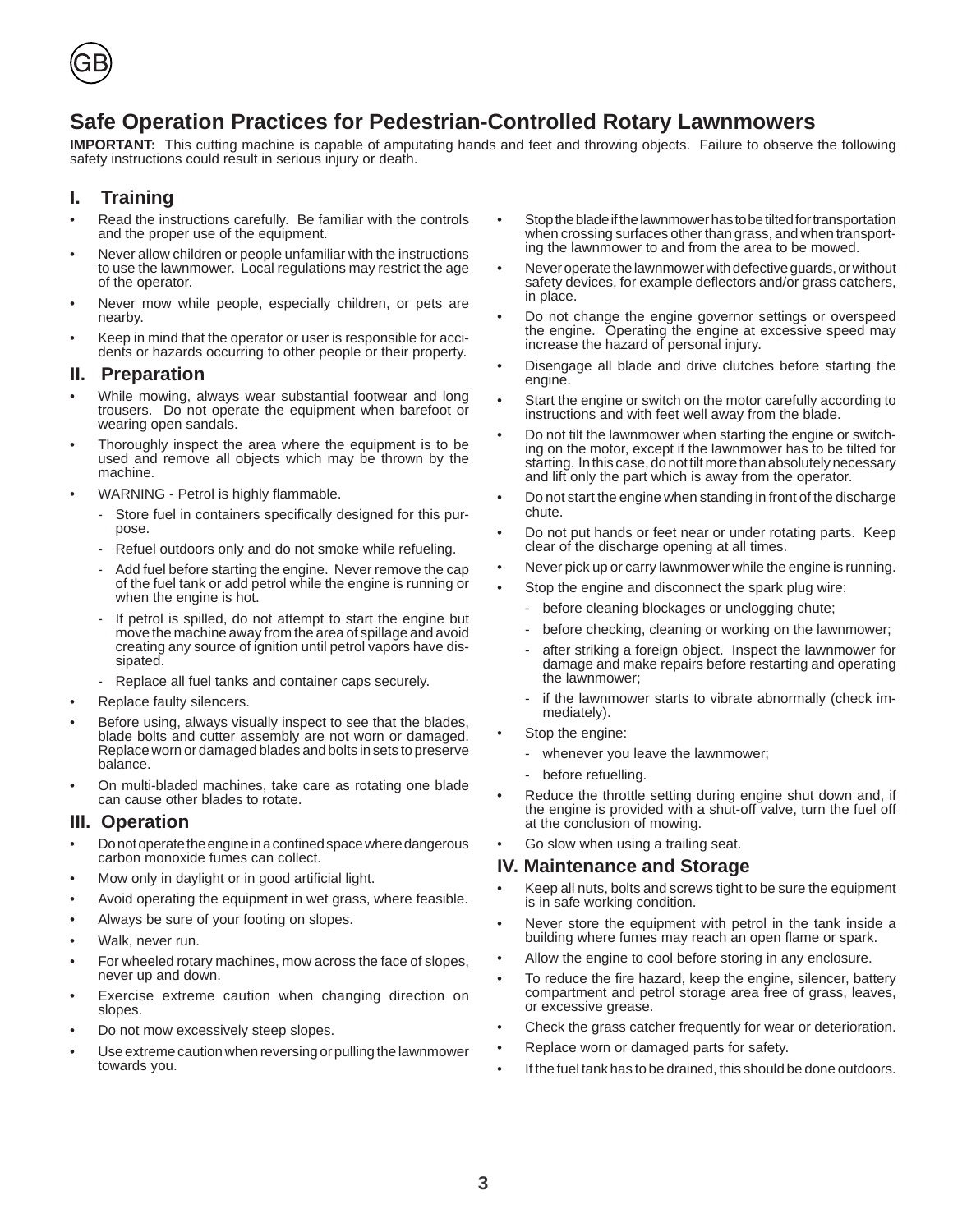GB

# Safe Operation Practices for Pedestrian-Controlled Rotary Lawnmowers

**IMPORTANT:** This cutting machine is capable of amputating hands and feet and throwing objects. Failure to observe the following safety instructions could result in serious injury or death.

## I. Training

- Read the instructions carefully. Be familiar with the controls and the proper use of the equipment.
- Never allow children or people unfamiliar with the instructions to use the lawnmower. Local regulations may restrict the age of the operator.
- Never mow while people, especially children, or pets are nearby.
- Keep in mind that the operator or user is responsible for accidents or hazards occurring to other people or their property.

## II. Preparation

- While mowing, always wear substantial footwear and long trousers. Do not operate the equipment when barefoot or wearing open sandals.
- Thoroughly inspect the area where the equipment is to be used and remove all objects which may be thrown by the machine.
- WARNING - Petrol is highly flammable.
  - Store fuel in containers specifically designed for this purpose.
  - Refuel outdoors only and do not smoke while refueling.
  - Add fuel before starting the engine. Never remove the cap of the fuel tank or add petrol while the engine is running or when the engine is hot.
  - If petrol is spilled, do not attempt to start the engine but move the machine away from the area of spillage and avoid creating any source of ignition until petrol vapors have dissipated.
  - Replace all fuel tanks and container caps securely.
- Replace faulty silencers.
- Before using, always visually inspect to see that the blades, blade bolts and cutter assembly are not worn or damaged. Replace worn or damaged blades and bolts in sets to preserve balance.
- On multi-bladed machines, take care as rotating one blade can cause other blades to rotate.

## III. Operation

- Do not operate the engine in a confined space where dangerous carbon monoxide fumes can collect.
- Mow only in daylight or in good artificial light.
- Avoid operating the equipment in wet grass, where feasible.
- Always be sure of your footing on slopes.
- Walk, never run.
- For wheeled rotary machines, mow across the face of slopes, never up and down.
- Exercise extreme caution when changing direction on slopes.
- Do not mow excessively steep slopes.
- Use extreme caution when reversing or pulling the lawnmower towards you.
- Stop the blade if the lawnmower has to be tilted for transportation when crossing surfaces other than grass, and when transporting the lawnmower to and from the area to be mowed.
- Never operate the lawnmower with defective guards, or without safety devices, for example deflectors and/or grass catchers, in place.
- Do not change the engine governor settings or overspeed the engine. Operating the engine at excessive speed may increase the hazard of personal injury.
- Disengage all blade and drive clutches before starting the engine.
- Start the engine or switch on the motor carefully according to instructions and with feet well away from the blade.
- Do not tilt the lawnmower when starting the engine or switching on the motor, except if the lawnmower has to be tilted for starting. In this case, do not tilt more than absolutely necessary and lift only the part which is away from the operator.
- Do not start the engine when standing in front of the discharge chute.
- Do not put hands or feet near or under rotating parts. Keep clear of the discharge opening at all times.
- Never pick up or carry lawnmower while the engine is running.
- Stop the engine and disconnect the spark plug wire:
  - before cleaning blockages or unclogging chute;
  - before checking, cleaning or working on the lawnmower;
  - after striking a foreign object. Inspect the lawnmower for damage and make repairs before restarting and operating the lawnmower;
  - if the lawnmower starts to vibrate abnormally (check immediately).
- Stop the engine:
  - whenever you leave the lawnmower;
  - before refuelling.
- Reduce the throttle setting during engine shut down and, if the engine is provided with a shut-off valve, turn the fuel off at the conclusion of mowing.
- Go slow when using a trailing seat.

## IV. Maintenance and Storage

- Keep all nuts, bolts and screws tight to be sure the equipment is in safe working condition.
- Never store the equipment with petrol in the tank inside a building where fumes may reach an open flame or spark.
- Allow the engine to cool before storing in any enclosure.
- To reduce the fire hazard, keep the engine, silencer, battery compartment and petrol storage area free of grass, leaves, or excessive grease.
- Check the grass catcher frequently for wear or deterioration.
- Replace worn or damaged parts for safety.
- If the fuel tank has to be drained, this should be done outdoors.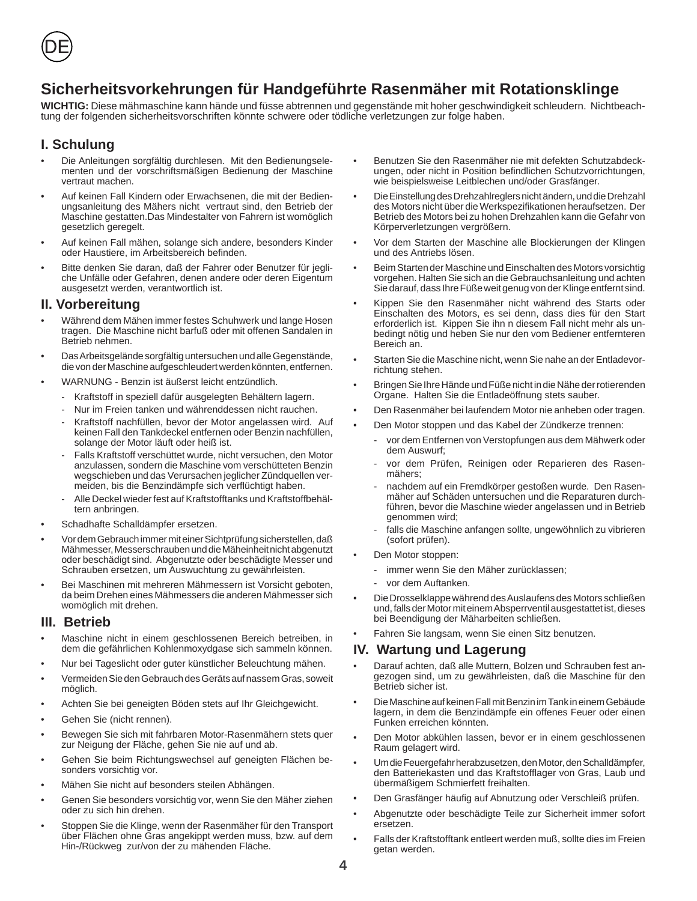DE

# Sicherheitsvorkehrungen für Handgeführte Rasenmäher mit Rotationsklinge

**WICHTIG:** Diese mähmaschine kann hände und füsse abtrennen und gegenstände mit hoher geschwindigkeit schleudern. Nichtbeachtung der folgenden sicherheitsvorschriften könnte schwere oder tödliche verletzungen zur folge haben.

## I. Schulung

- Die Anleitungen sorgfältig durchlesen. Mit den Bedienungselementen und der vorschriftsmäßigen Bedienung der Maschine vertraut machen.
- Auf keinen Fall Kindern oder Erwachsenen, die mit der Bedienungsanleitung des Mähers nicht vertraut sind, den Betrieb der Maschine gestatten.Das Mindestalter von Fahrern ist womöglich gesetzlich geregelt.
- Auf keinen Fall mähen, solange sich andere, besonders Kinder oder Haustiere, im Arbeitsbereich befinden.
- Bitte denken Sie daran, daß der Fahrer oder Benutzer für jegliche Unfälle oder Gefahren, denen andere oder deren Eigentum ausgesetzt werden, verantwortlich ist.

## II. Vorbereitung

- Während dem Mähen immer festes Schuhwerk und lange Hosen tragen. Die Maschine nicht barfuß oder mit offenen Sandalen in Betrieb nehmen.
- Das Arbeitsgelände sorgfältig untersuchen und alle Gegenstände, die von der Maschine aufgeschleudert werden könnten, entfernen.
- WARNUNG - Benzin ist äußerst leicht entzündlich.
  - Kraftstoff in speziell dafür ausgelegten Behältern lagern.
  - Nur im Freien tanken und währenddessen nicht rauchen.
  - Kraftstoff nachfüllen, bevor der Motor angelassen wird. Auf keinen Fall den Tankdeckel entfernen oder Benzin nachfüllen, solange der Motor läuft oder heiß ist.
  - Falls Kraftstoff verschüttet wurde, nicht versuchen, den Motor anzulassen, sondern die Maschine vom verschütteten Benzin wegschieben und das Verursachen jeglicher Zündquellen vermeiden, bis die Benzindämpfe sich verflüchtigt haben.
  - Alle Deckel wieder fest auf Kraftstofftanks und Kraftstoffbehältern anbringen.
- Schadhafte Schalldämpfer ersetzen.
- Vor dem Gebrauch immer mit einer Sichtprüfung sicherstellen, daß Mähmesser, Messerschrauben und die Mäheinheit nicht abgenutzt oder beschädigt sind. Abgenutzte oder beschädigte Messer und Schrauben ersetzen, um Auswuchtung zu gewährleisten.
- Bei Maschinen mit mehreren Mähmessern ist Vorsicht geboten, da beim Drehen eines Mähmessers die anderen Mähmesser sich womöglich mit drehen.

## III. Betrieb

- Maschine nicht in einem geschlossenen Bereich betreiben, in dem die gefährlichen Kohlenmoxydgase sich sammeln können.
- Nur bei Tageslicht oder guter künstlicher Beleuchtung mähen.
- Vermeiden Sie den Gebrauch des Geräts auf nassem Gras, soweit möglich.
- Achten Sie bei geneigten Böden stets auf Ihr Gleichgewicht.
- Gehen Sie (nicht rennen).
- Bewegen Sie sich mit fahrbaren Motor-Rasenmähern stets quer zur Neigung der Fläche, gehen Sie nie auf und ab.
- Gehen Sie beim Richtungswechsel auf geneigten Flächen besonders vorsichtig vor.
- Mähen Sie nicht auf besonders steilen Abhängen.
- Genen Sie besonders vorsichtig vor, wenn Sie den Mäher ziehen oder zu sich hin drehen.
- Stoppen Sie die Klinge, wenn der Rasenmäher für den Transport über Flächen ohne Gras angekippt werden muss, bzw. auf dem Hin-/Rückweg zur/von der zu mähenden Fläche.
- Benutzen Sie den Rasenmäher nie mit defekten Schutzabdeckungen, oder nicht in Position befindlichen Schutzvorrichtungen, wie beispielsweise Leitblechen und/oder Grasfänger.
- Die Einstellung des Drehzahlreglers nicht ändern, und die Drehzahl des Motors nicht über die Werkspezifikationen heraufsetzen. Der Betrieb des Motors bei zu hohen Drehzahlen kann die Gefahr von Körperverletzungen vergrößern.
- Vor dem Starten der Maschine alle Blockierungen der Klingen und des Antriebs lösen.
- Beim Starten der Maschine und Einschalten des Motors vorsichtig vorgehen. Halten Sie sich an die Gebrauchsanleitung und achten Sie darauf, dass Ihre Füße weit genug von der Klinge entfernt sind.
- Kippen Sie den Rasenmäher nicht während des Starts oder Einschalten des Motors, es sei denn, dass dies für den Start erforderlich ist. Kippen Sie ihn n diesem Fall nicht mehr als unbedingt nötig und heben Sie nur den vom Bediener entfernteren Bereich an.
- Starten Sie die Maschine nicht, wenn Sie nahe an der Entladevorrichtung stehen.
- Bringen Sie Ihre Hände und Füße nicht in die Nähe der rotierenden Organe. Halten Sie die Entladeöffnung stets sauber.
- Den Rasenmäher bei laufendem Motor nie anheben oder tragen.
- Den Motor stoppen und das Kabel der Zündkerze trennen:
  - vor dem Entfernen von Verstopfungen aus dem Mähwerk oder dem Auswurf;
  - vor dem Prüfen, Reinigen oder Reparieren des Rasenmähers;
  - nachdem auf ein Fremdkörper gestoßen wurde. Den Rasenmäher auf Schäden untersuchen und die Reparaturen durchführen, bevor die Maschine wieder angelassen und in Betrieb genommen wird;
  - falls die Maschine anfangen sollte, ungewöhnlich zu vibrieren (sofort prüfen).
- Den Motor stoppen:
  - immer wenn Sie den Mäher zurücklassen;
  - vor dem Auftanken.
- Die Drosselklappe während des Auslaufens des Motors schließen und, falls der Motor mit einem Absperrventil ausgestattet ist, dieses bei Beendigung der Mäharbeiten schließen.
- Fahren Sie langsam, wenn Sie einen Sitz benutzen.

## IV. Wartung und Lagerung

- Darauf achten, daß alle Muttern, Bolzen und Schrauben fest angezogen sind, um zu gewährleisten, daß die Maschine für den Betrieb sicher ist.
- Die Maschine auf keinen Fall mit Benzin im Tank in einem Gebäude lagern, in dem die Benzindämpfe ein offenes Feuer oder einen Funken erreichen könnten.
- Den Motor abkühlen lassen, bevor er in einem geschlossenen Raum gelagert wird.
- Um die Feuergefahr herabzusetzen, den Motor, den Schalldämpfer, den Batteriekasten und das Kraftstofflager von Gras, Laub und übermäßigem Schmierfett freihalten.
- Den Grasfänger häufig auf Abnutzung oder Verschleiß prüfen.
- Abgenutzte oder beschädigte Teile zur Sicherheit immer sofort ersetzen.
- Falls der Kraftstofftank entleert werden muß, sollte dies im Freien getan werden.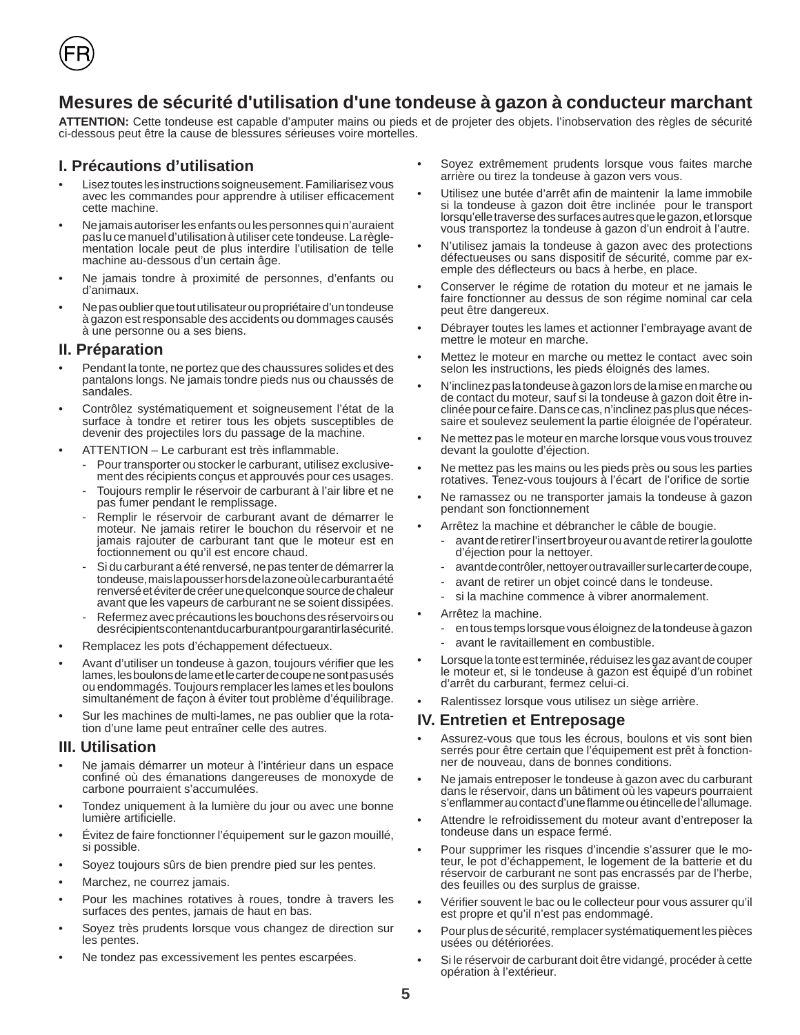# Mesures de sécurité d'utilisation d'une tondeuse à gazon à conducteur marchant

**ATTENTION:** Cette tondeuse est capable d'amputer mains ou pieds et de projeter des objets. l'inobservation des règles de sécurité ci-dessous peut être la cause de blessures sérieuses voire mortelles.

## I. Précautions d'utilisation

- Lisez toutes les instructions soigneusement. Familiarisez vous avec les commandes pour apprendre à utiliser efficacement cette machine.
- Ne jamais autoriser les enfants ou les personnes qui n'auraient pas lu ce manuel d'utilisation à utiliser cete tondeuse. La règlementation locale peut de plus interdire l'utilisation de telle machine au-dessous d'un certain âge.
- Ne jamais tondre à proximité de personnes, d'enfants ou d'animaux.
- Ne pas oublier que tout utilisateur ou propriétaire d'un tondeuse à gazon est responsable des accidents ou dommages causés à une personne ou a ses biens.

## II. Préparation

- Pendant la tonte, ne portez que des chaussures solides et des pantalons longs. Ne jamais tondre pieds nus ou chaussés de sandales.
- Contrôlez systématiquement et soigneusement l'état de la surface à tondre et retirer tous les objets susceptibles de devenir des projectiles lors du passage de la machine.
- ATTENTION – Le carburant est très inflammable.
  - Pour transporter ou stocker le carburant, utilisez exclusivement des récipients conçus et approuvés pour ces usages.
  - Toujours remplir le réservoir de carburant à l'air libre et ne pas fumer pendant le remplissage.
  - Remplir le réservoir de carburant avant de démarrer le moteur. Ne jamais retirer le bouchon du réservoir et ne jamais rajouter de carburant tant que le moteur est en foctionnement ou qu'il est encore chaud.
  - Si du carburant a été renversé, ne pas tenter de démarrer la tondeuse, mais la pousser hors de la zone où le carburant a été renversé et éviter de créer une quelconque source de chaleur avant que les vapeurs de carburant ne se soient dissipées.
  - Refermez avec précautions les bouchons des réservoirs ou des récipients contenant du carburant pour garantir la sécurité.
- Remplacez les pots d'échappement défectueux.
- Avant d'utiliser un tondeuse à gazon, toujours vérifier que les lames, les boulons de lame et le carter de coupe ne sont pas usés ou endommagés. Toujours remplacer les lames et les boulons simultanément de façon à éviter tout problème d'équilibrage.
- Sur les machines de multi-lames, ne pas oublier que la rotation d'une lame peut entraîner celle des autres.

## III. Utilisation

- Ne jamais démarrer un moteur à l'intérieur dans un espace confiné où des émanations dangereuses de monoxyde de carbone pourraient s'accumulées.
- Tondez uniquement à la lumière du jour ou avec une bonne lumière artificielle.
- Évitez de faire fonctionner l'équipement sur le gazon mouillé, si possible.
- Soyez toujours sûrs de bien prendre pied sur les pentes.
- Marchez, ne courrez jamais.
- Pour les machines rotatives à roues, tondre à travers les surfaces des pentes, jamais de haut en bas.
- Soyez très prudents lorsque vous changez de direction sur les pentes.
- Ne tondez pas excessivement les pentes escarpées.
- Soyez extrêmement prudents lorsque vous faites marche arrière ou tirez la tondeuse à gazon vers vous.
- Utilisez une butée d'arrêt afin de maintenir la lame immobile si la tondeuse à gazon doit être inclinée pour le transport lorsqu'elle traverse des surfaces autres que le gazon, et lorsque vous transportez la tondeuse à gazon d'un endroit à l'autre.
- N'utilisez jamais la tondeuse à gazon avec des protections défectueuses ou sans dispositif de sécurité, comme par exemple des déflecteurs ou bacs à herbe, en place.
- Conserver le régime de rotation du moteur et ne jamais le faire fonctionner au dessus de son régime nominal car cela peut être dangereux.
- Débrayer toutes les lames et actionner l'embrayage avant de mettre le moteur en marche.
- Mettez le moteur en marche ou mettez le contact avec soin selon les instructions, les pieds éloignés des lames.
- N'inclinez pas la tondeuse à gazon lors de la mise en marche ou de contact du moteur, sauf si la tondeuse à gazon doit être inclinée pour ce faire. Dans ce cas, n'inclinez pas plus que nécessaire et soulevez seulement la partie éloignée de l'opérateur.
- Ne mettez pas le moteur en marche lorsque vous vous trouvez devant la goulotte d'éjection.
- Ne mettez pas les mains ou les pieds près ou sous les parties rotatives. Tenez-vous toujours à l'écart de l'orifice de sortie
- Ne ramassez ou ne transporter jamais la tondeuse à gazon pendant son fonctionnement
- Arrêtez la machine et débrancher le câble de bougie.
  - avant de retirer l'insert broyeur ou avant de retirer la goulotte d'éjection pour la nettoyer.
  - avant de contrôler, nettoyer ou travailler sur le carter de coupe,
  - avant de retirer un objet coincé dans le tondeuse.
  - si la machine commence à vibrer anormalement.
- Arrêtez la machine.
  - en tous temps lorsque vous éloignez de la tondeuse à gazon
  - avant le ravitaillement en combustible.
- Lorsque la tonte est terminée, réduisez les gaz avant de couper le moteur et, si le tondeuse à gazon est équipé d'un robinet d'arrêt du carburant, fermez celui-ci.
- Ralentissez lorsque vous utilisez un siège arrière.

## IV. Entretien et Entreposage

- Assurez-vous que tous les écrous, boulons et vis sont bien serrés pour être certain que l'équipement est prêt à fonctionner de nouveau, dans de bonnes conditions.
- Ne jamais entreposer le tondeuse à gazon avec du carburant dans le réservoir, dans un bâtiment où les vapeurs pourraient s'enflammer au contact d'une flamme ou étincelle de l'allumage.
- Attendre le refroidissement du moteur avant d'entreposer la tondeuse dans un espace fermé.
- Pour supprimer les risques d'incendie s'assurer que le moteur, le pot d'échappement, le logement de la batterie et du réservoir de carburant ne sont pas encrassés par de l'herbe, des feuilles ou des surplus de graisse.
- Vérifier souvent le bac ou le collecteur pour vous assurer qu'il est propre et qu'il n'est pas endommagé.
- Pour plus de sécurité, remplacer systématiquement les pièces usées ou détériorées.
- Si le réservoir de carburant doit être vidangé, procéder à cette opération à l'extérieur.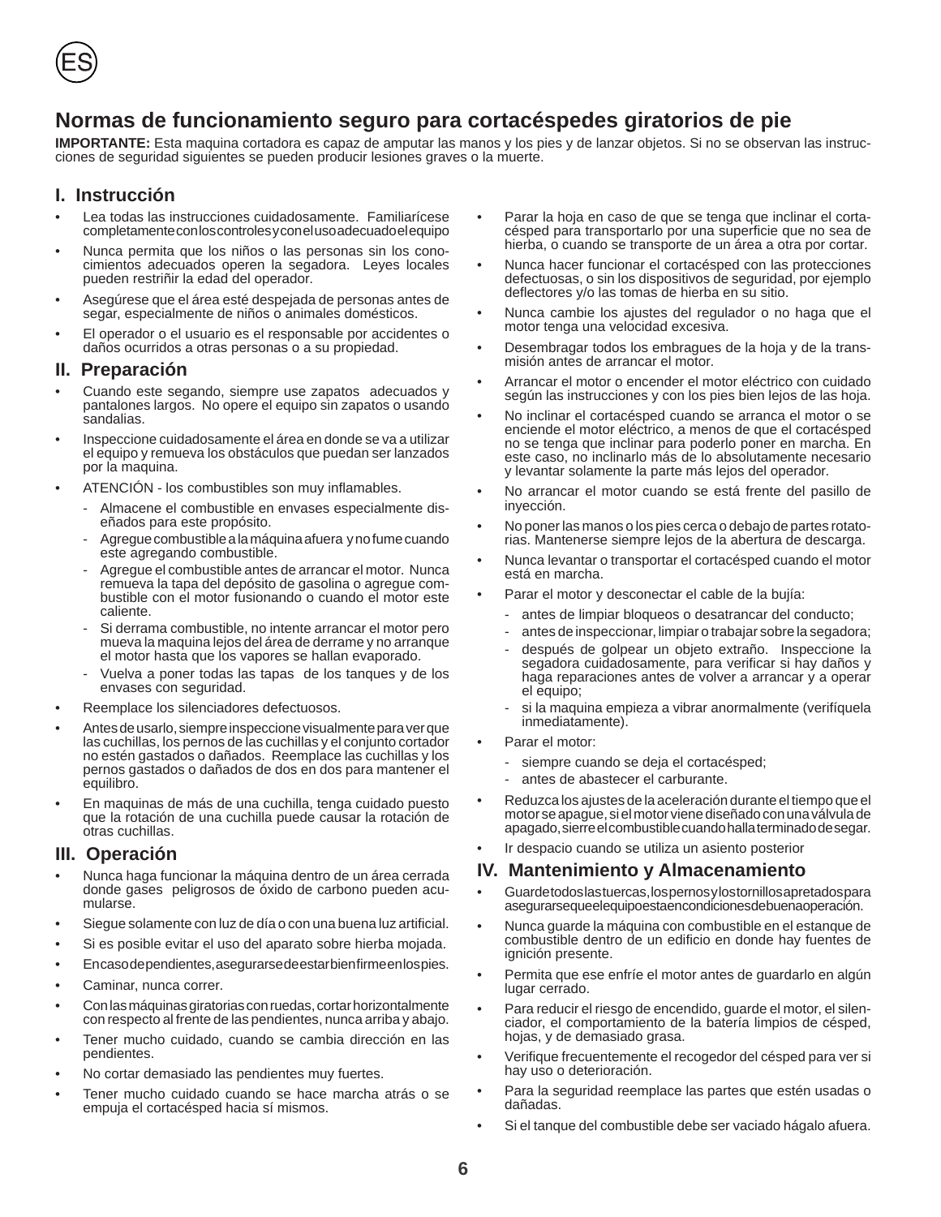ES

# Normas de funcionamiento seguro para cortacéspedes giratorios de pie

**IMPORTANTE:** Esta maquina cortadora es capaz de amputar las manos y los pies y de lanzar objetos. Si no se observan las instrucciones de seguridad siguientes se pueden producir lesiones graves o la muerte.

## I. Instrucción

- Lea todas las instrucciones cuidadosamente. Familiarícese completamente con los controles y con el uso adecuado el equipo
- Nunca permita que los niños o las personas sin los conocimientos adecuados operen la segadora. Leyes locales pueden restriñir la edad del operador.
- Asegúrese que el área esté despejada de personas antes de segar, especialmente de niños o animales domésticos.
- El operador o el usuario es el responsable por accidentes o daños ocurridos a otras personas o a su propiedad.

## II. Preparación

- Cuando este segando, siempre use zapatos adecuados y pantalones largos. No opere el equipo sin zapatos o usando sandalias.
- Inspeccione cuidadosamente el área en donde se va a utilizar el equipo y remueva los obstáculos que puedan ser lanzados por la maquina.
- ATENCIÓN - los combustibles son muy inflamables.
  - Almacene el combustible en envases especialmente diseñados para este propósito.
  - Agregue combustible a la máquina afuera y no fume cuando este agregando combustible.
  - Agregue el combustible antes de arrancar el motor. Nunca remueva la tapa del depósito de gasolina o agregue combustible con el motor fusionando o cuando el motor este caliente.
  - Si derrama combustible, no intente arrancar el motor pero mueva la maquina lejos del área de derrame y no arranque el motor hasta que los vapores se hallan evaporado.
  - Vuelva a poner todas las tapas de los tanques y de los envases con seguridad.
- Reemplace los silenciadores defectuosos.
- Antes de usarlo, siempre inspeccione visualmente para ver que las cuchillas, los pernos de las cuchillas y el conjunto cortador no estén gastados o dañados. Reemplace las cuchillas y los pernos gastados o dañados de dos en dos para mantener el equilibrio.
- En maquinas de más de una cuchilla, tenga cuidado puesto que la rotación de una cuchilla puede causar la rotación de otras cuchillas.

## III. Operación

- Nunca haga funcionar la máquina dentro de un área cerrada donde gases peligrosos de óxido de carbono pueden acumularse.
- Siegue solamente con luz de día o con una buena luz artificial.
- Si es posible evitar el uso del aparato sobre hierba mojada.
- En caso de pendientes, asegurarse de estar bien firme en los pies.
- Caminar, nunca correr.
- Con las máquinas giratorias con ruedas, cortar horizontalmente con respecto al frente de las pendientes, nunca arriba y abajo.
- Tener mucho cuidado, cuando se cambia dirección en las pendientes.
- No cortar demasiado las pendientes muy fuertes.
- Tener mucho cuidado cuando se hace marcha atrás o se empuja el cortacésped hacia sí mismos.
- Parar la hoja en caso de que se tenga que inclinar el cortacésped para transportarlo por una superficie que no sea de hierba, o cuando se transporte de un área a otra por cortar.
- Nunca hacer funcionar el cortacésped con las protecciones defectuosas, o sin los dispositivos de seguridad, por ejemplo deflectores y/o las tomas de hierba en su sitio.
- Nunca cambie los ajustes del regulador o no haga que el motor tenga una velocidad excesiva.
- Desembragar todos los embragues de la hoja y de la transmisión antes de arrancar el motor.
- Arrancar el motor o encender el motor eléctrico con cuidado según las instrucciones y con los pies bien lejos de las hoja.
- No inclinar el cortacésped cuando se arranca el motor o se enciende el motor eléctrico, a menos de que el cortacésped no se tenga que inclinar para poderlo poner en marcha. En este caso, no inclinarlo más de lo absolutamente necesario y levantar solamente la parte más lejos del operador.
- No arrancar el motor cuando se está frente del pasillo de inyección.
- No poner las manos o los pies cerca o debajo de partes rotatorias. Mantenerse siempre lejos de la abertura de descarga.
- Nunca levantar o transportar el cortacésped cuando el motor está en marcha.
- Parar el motor y desconectar el cable de la bujía:
  - antes de limpiar bloqueos o desatrancar del conducto;
  - antes de inspeccionar, limpiar o trabajar sobre la segadora;
  - después de golpear un objeto extraño. Inspeccione la segadora cuidadosamente, para verificar si hay daños y haga reparaciones antes de volver a arrancar y a operar el equipo;
  - si la maquina empieza a vibrar anormalmente (verifíquela inmediatamente).
- Parar el motor:
  - siempre cuando se deja el cortacésped;
  - antes de abastecer el carburante.
- Reduzca los ajustes de la aceleración durante el tiempo que el motor se apague, si el motor viene diseñado con una válvula de apagado, sierre el combustible cuando halla terminado de segar.
- Ir despacio cuando se utiliza un asiento posterior

## IV. Mantenimiento y Almacenamiento

- Guarde todos las tuercas, los pernos y los tornillos apretados para asegurarse que el equipo esta en condiciones de buena operación.
- Nunca guarde la máquina con combustible en el estanque de combustible dentro de un edificio en donde hay fuentes de ignición presente.
- Permita que ese enfríe el motor antes de guardarlo en algún lugar cerrado.
- Para reducir el riesgo de encendido, guarde el motor, el silenciador, el comportamiento de la batería limpios de césped, hojas, y de demasiado grasa.
- Verifique frecuentemente el recogedor del césped para ver si hay uso o deterioración.
- Para la seguridad reemplace las partes que estén usadas o dañadas.
- Si el tanque del combustible debe ser vaciado hágalo afuera.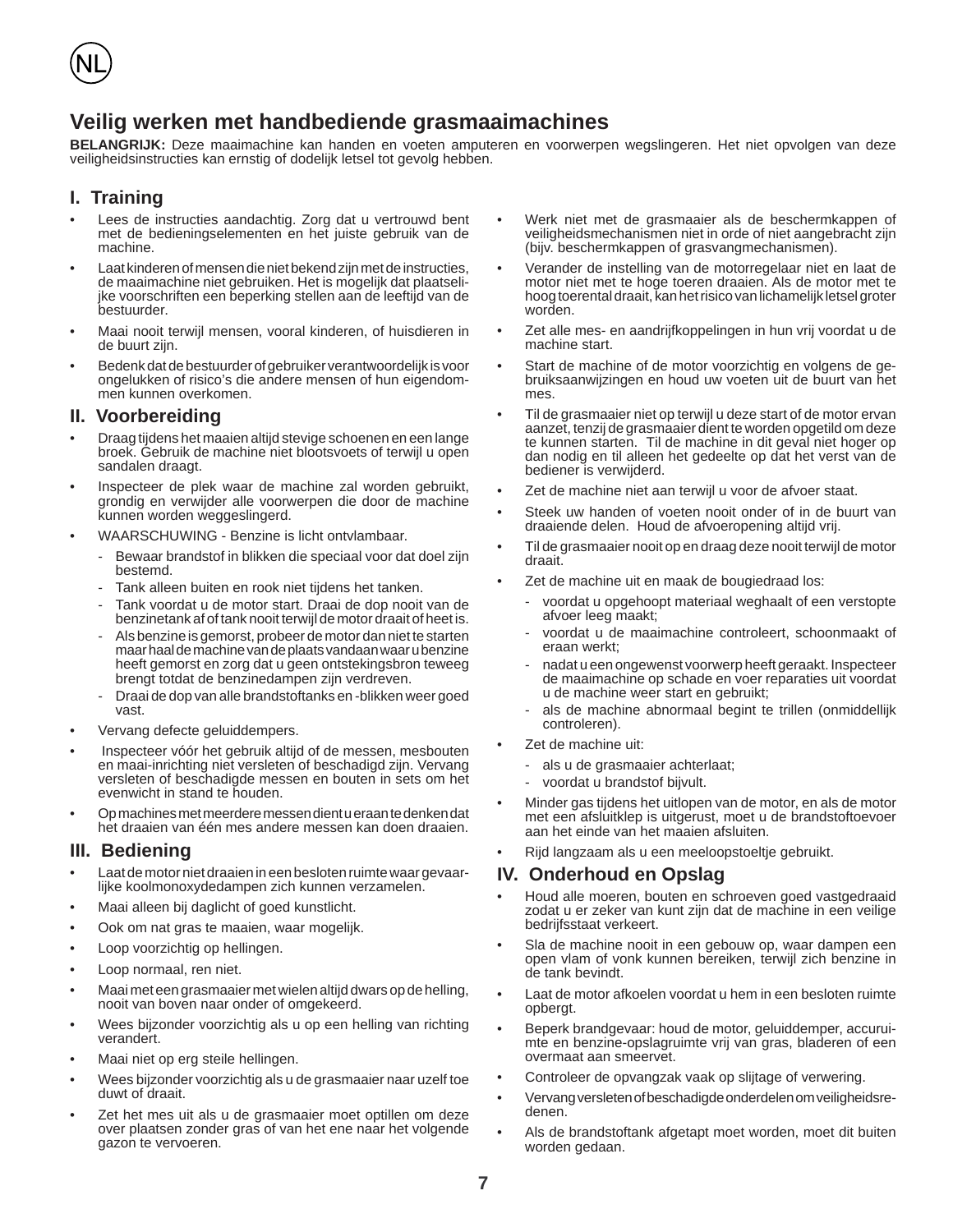# Veilig werken met handbediende grasmaaimachines

**BELANGRIJK:** Deze maaimachine kan handen en voeten amputeren en voorwerpen wegslingeren. Het niet opvolgen van deze veiligheidsinstructies kan ernstig of dodelijk letsel tot gevolg hebben.

## I. Training

- Lees de instructies aandachtig. Zorg dat u vertrouwd bent met de bedieningselementen en het juiste gebruik van de machine.
- Laat kinderen of mensen die niet bekend zijn met de instructies, de maaimachine niet gebruiken. Het is mogelijk dat plaatselijke voorschriften een beperking stellen aan de leeftijd van de bestuurder.
- Maai nooit terwijl mensen, vooral kinderen, of huisdieren in de buurt zijn.
- Bedenk dat de bestuurder of gebruiker verantwoordelijk is voor ongelukken of risico's die andere mensen of hun eigendommen kunnen overkomen.

## II. Voorbereiding

- Draag tijdens het maaien altijd stevige schoenen en een lange broek. Gebruik de machine niet blootsvoets of terwijl u open sandalen draagt.
- Inspecteer de plek waar de machine zal worden gebruikt, grondig en verwijder alle voorwerpen die door de machine kunnen worden weggeslingerd.
- WAARSCHUWING - Benzine is licht ontvlambaar.
  - Bewaar brandstof in blikken die speciaal voor dat doel zijn bestemd.
  - Tank alleen buiten en rook niet tijdens het tanken.
  - Tank voordat u de motor start. Draai de dop nooit van de benzinetank af of tank nooit terwijl de motor draait of heet is.
  - Als benzine is gemorst, probeer de motor dan niet te starten maar haal de machine van de plaats vandaan waar u benzine heeft gemorst en zorg dat u geen ontstekingsbron teweeg brengt totdat de benzinedampen zijn verdreven.
  - Draai de dop van alle brandstoftanks en -blikken weer goed vast.
- Vervang defecte geluiddempers.
- Inspecteer vóór het gebruik altijd of de messen, mesbouten en maai-inrichting niet versleten of beschadigd zijn. Vervang versleten of beschadigde messen en bouten in sets om het evenwicht in stand te houden.
- Op machines met meerdere messen dient u eraan te denken dat het draaien van één mes andere messen kan doen draaien.

## III. Bediening

- Laat de motor niet draaien in een besloten ruimte waar gevaarlijke koolmonoxydedampen zich kunnen verzamelen.
- Maai alleen bij daglicht of goed kunstlicht.
- Ook om nat gras te maaien, waar mogelijk.
- Loop voorzichtig op hellingen.
- Loop normaal, ren niet.
- Maai met een grasmaaier met wielen altijd dwars op de helling, nooit van boven naar onder of omgekeerd.
- Wees bijzonder voorzichtig als u op een helling van richting verandert.
- Maai niet op erg steile hellingen.
- Wees bijzonder voorzichtig als u de grasmaaier naar uzelf toe duwt of draait.
- Zet het mes uit als u de grasmaaier moet optillen om deze over plaatsen zonder gras of van het ene naar het volgende gazon te vervoeren.
- Werk niet met de grasmaaier als de beschermkappen of veiligheidsmechanismen niet in orde of niet aangebracht zijn (bijv. beschermkappen of grasvangmechanismen).
- Verander de instelling van de motorregelaar niet en laat de motor niet met te hoge toeren draaien. Als de motor met te hoog toerental draait, kan het risico van lichamelijk letsel groter worden.
- Zet alle mes- en aandrijfkoppelingen in hun vrij voordat u de machine start.
- Start de machine of de motor voorzichtig en volgens de gebruiksaanwijzingen en houd uw voeten uit de buurt van het mes.
- Til de grasmaaier niet op terwijl u deze start of de motor ervan aanzet, tenzij de grasmaaier dient te worden opgetild om deze te kunnen starten. Til de machine in dit geval niet hoger op dan nodig en til alleen het gedeelte op dat het verst van de bediener is verwijderd.
- Zet de machine niet aan terwijl u voor de afvoer staat.
- Steek uw handen of voeten nooit onder of in de buurt van draaiende delen. Houd de afvoeropening altijd vrij.
- Til de grasmaaier nooit op en draag deze nooit terwijl de motor draait.
- Zet de machine uit en maak de bougiedraad los:
  - voordat u opgehoopt materiaal weghaalt of een verstopte afvoer leeg maakt;
  - voordat u de maaimachine controleert, schoonmaakt of eraan werkt;
  - nadat u een ongewenst voorwerp heeft geraakt. Inspecteer de maaimachine op schade en voer reparaties uit voordat u de machine weer start en gebruikt;
  - als de machine abnormaal begint te trillen (onmiddellijk controleren).
- Zet de machine uit:
  - als u de grasmaaier achterlaat;
  - voordat u brandstof bijvult.
- Minder gas tijdens het uitlopen van de motor, en als de motor met een afsluitklep is uitgerust, moet u de brandstoftoevoer aan het einde van het maaien afsluiten.
- Rijd langzaam als u een meeloopstoeltje gebruikt.

## IV. Onderhoud en Opslag

- Houd alle moeren, bouten en schroeven goed vastgedraaid zodat u er zeker van kunt zijn dat de machine in een veilige bedrijfsstaat verkeert.
- Sla de machine nooit in een gebouw op, waar dampen een open vlam of vonk kunnen bereiken, terwijl zich benzine in de tank bevindt.
- Laat de motor afkoelen voordat u hem in een besloten ruimte opbergt.
- Beperk brandgevaar: houd de motor, geluiddemper, accuruimte en benzine-opslagruimte vrij van gras, bladeren of een overmaat aan smeervet.
- Controleer de opvangzak vaak op slijtage of verwering.
- Vervang versleten of beschadigde onderdelen om veiligheidsredenen.
- Als de brandstoftank afgetapt moet worden, moet dit buiten worden gedaan.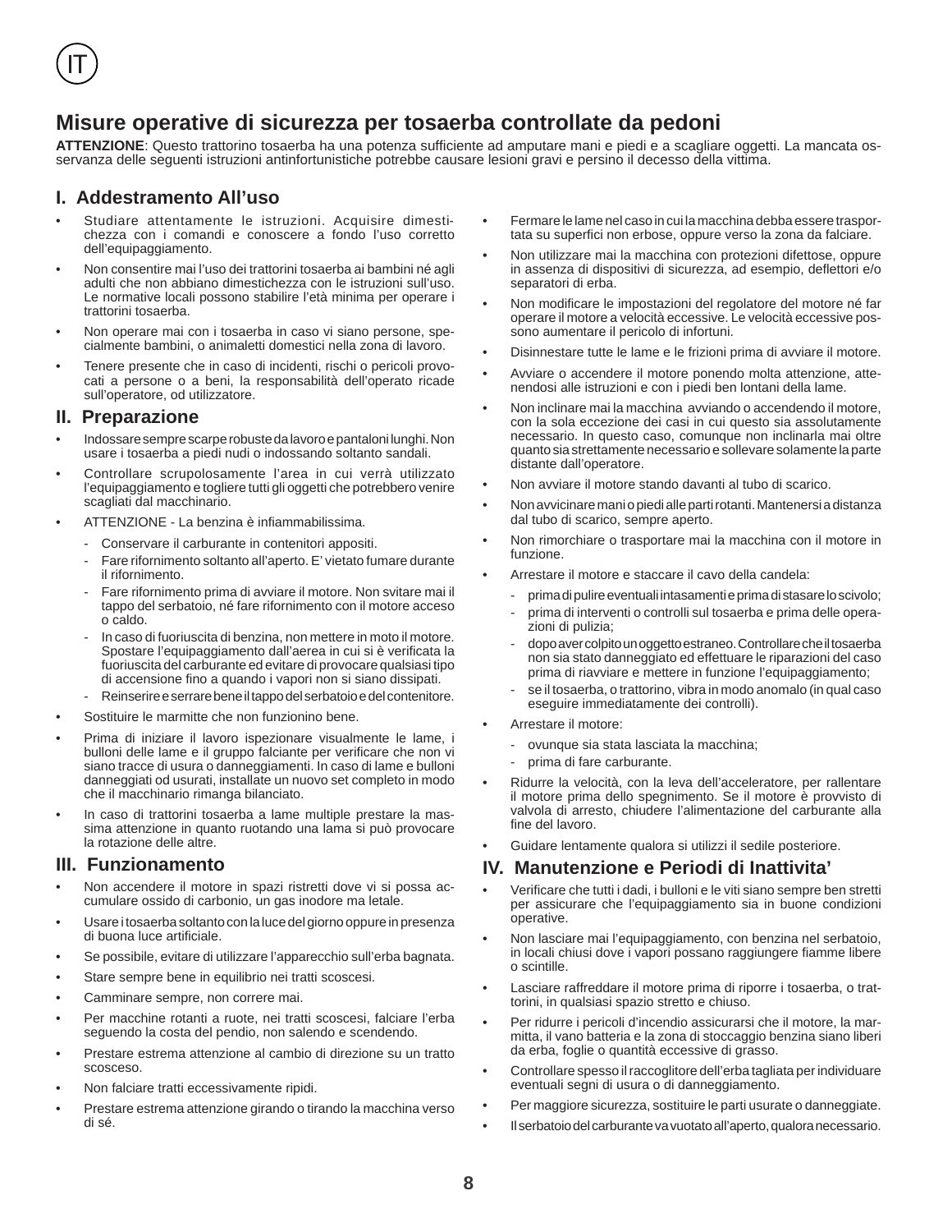# Misure operative di sicurezza per tosaerba controllate da pedoni

**ATTENZIONE**: Questo trattorino tosaerba ha una potenza sufficiente ad amputare mani e piedi e a scagliare oggetti. La mancata osservanza delle seguenti istruzioni antinfortunistiche potrebbe causare lesioni gravi e persino il decesso della vittima.

## I. Addestramento All'uso

- Studiare attentamente le istruzioni. Acquisire dimestichezza con i comandi e conoscere a fondo l'uso corretto dell'equipaggiamento.
- Non consentire mai l'uso dei trattorini tosaerba ai bambini né agli adulti che non abbiano dimestichezza con le istruzioni sull'uso. Le normative locali possono stabilire l'età minima per operare i trattorini tosaerba.
- Non operare mai con i tosaerba in caso vi siano persone, specialmente bambini, o animaletti domestici nella zona di lavoro.
- Tenere presente che in caso di incidenti, rischi o pericoli provocati a persone o a beni, la responsabilità dell'operato ricade sull'operatore, od utilizzatore.

## II. Preparazione

- Indossare sempre scarpe robuste da lavoro e pantaloni lunghi. Non usare i tosaerba a piedi nudi o indossando soltanto sandali.
- Controllare scrupolosamente l'area in cui verrà utilizzato l'equipaggiamento e togliere tutti gli oggetti che potrebbero venire scagliati dal macchinario.
- ATTENZIONE - La benzina è infiammabilissima.
  - Conservare il carburante in contenitori appositi.
  - Fare rifornimento soltanto all'aperto. E' vietato fumare durante il rifornimento.
  - Fare rifornimento prima di avviare il motore. Non svitare mai il tappo del serbatoio, né fare rifornimento con il motore acceso o caldo.
  - In caso di fuoriuscita di benzina, non mettere in moto il motore. Spostare l'equipaggiamento dall'aerea in cui si è verificata la fuoriuscita del carburante ed evitare di provocare qualsiasi tipo di accensione fino a quando i vapori non si siano dissipati.
  - Reinserire e serrare bene il tappo del serbatoio e del contenitore.
- Sostituire le marmitte che non funzionino bene.
- Prima di iniziare il lavoro ispezionare visualmente le lame, i bulloni delle lame e il gruppo falciante per verificare che non vi siano tracce di usura o danneggiamenti. In caso di lame e bulloni danneggiati od usurati, installate un nuovo set completo in modo che il macchinario rimanga bilanciato.
- In caso di trattorini tosaerba a lame multiple prestare la massima attenzione in quanto ruotando una lama si può provocare la rotazione delle altre.

## III. Funzionamento

- Non accendere il motore in spazi ristretti dove vi si possa accumulare ossido di carbonio, un gas inodore ma letale.
- Usare i tosaerba soltanto con la luce del giorno oppure in presenza di buona luce artificiale.
- Se possibile, evitare di utilizzare l'apparecchio sull'erba bagnata.
- Stare sempre bene in equilibrio nei tratti scoscesi.
- Camminare sempre, non correre mai.
- Per macchine rotanti a ruote, nei tratti scoscesi, falciare l'erba seguendo la costa del pendio, non salendo e scendendo.
- Prestare estrema attenzione al cambio di direzione su un tratto scosceso.
- Non falciare tratti eccessivamente ripidi.
- Prestare estrema attenzione girando o tirando la macchina verso di sé.
- Fermare le lame nel caso in cui la macchina debba essere trasportata su superfici non erbose, oppure verso la zona da falciare.
- Non utilizzare mai la macchina con protezioni difettose, oppure in assenza di dispositivi di sicurezza, ad esempio, deflettori e/o separatori di erba.
- Non modificare le impostazioni del regolatore del motore né far operare il motore a velocità eccessive. Le velocità eccessive possono aumentare il pericolo di infortuni.
- Disinnestare tutte le lame e le frizioni prima di avviare il motore.
- Avviare o accendere il motore ponendo molta attenzione, attenendosi alle istruzioni e con i piedi ben lontani della lame.
- Non inclinare mai la macchina avviando o accendendo il motore, con la sola eccezione dei casi in cui questo sia assolutamente necessario. In questo caso, comunque non inclinarla mai oltre quanto sia strettamente necessario e sollevare solamente la parte distante dall'operatore.
- Non avviare il motore stando davanti al tubo di scarico.
- Non avvicinare mani o piedi alle parti rotanti. Mantenersi a distanza dal tubo di scarico, sempre aperto.
- Non rimorchiare o trasportare mai la macchina con il motore in funzione.
- Arrestare il motore e staccare il cavo della candela:
  - prima di pulire eventuali intasamenti e prima di stasare lo scivolo;
  - prima di interventi o controlli sul tosaerba e prima delle operazioni di pulizia;
  - dopo aver colpito un oggetto estraneo. Controllare che il tosaerba non sia stato danneggiato ed effettuare le riparazioni del caso prima di riavviare e mettere in funzione l'equipaggiamento;
  - se il tosaerba, o trattorino, vibra in modo anomalo (in qual caso eseguire immediatamente dei controlli).
- Arrestare il motore:
  - ovunque sia stata lasciata la macchina;
  - prima di fare carburante.
- Ridurre la velocità, con la leva dell'acceleratore, per rallentare il motore prima dello spegnimento. Se il motore è provvisto di valvola di arresto, chiudere l'alimentazione del carburante alla fine del lavoro.
- Guidare lentamente qualora si utilizzi il sedile posteriore.

## IV. Manutenzione e Periodi di Inattivita'

- Verificare che tutti i dadi, i bulloni e le viti siano sempre ben stretti per assicurare che l'equipaggiamento sia in buone condizioni operative.
- Non lasciare mai l'equipaggiamento, con benzina nel serbatoio, in locali chiusi dove i vapori possano raggiungere fiamme libere o scintille.
- Lasciare raffreddare il motore prima di riporre i tosaerba, o trattorini, in qualsiasi spazio stretto e chiuso.
- Per ridurre i pericoli d'incendio assicurarsi che il motore, la marmitta, il vano batteria e la zona di stoccaggio benzina siano liberi da erba, foglie o quantità eccessive di grasso.
- Controllare spesso il raccoglitore dell'erba tagliata per individuare eventuali segni di usura o di danneggiamento.
- Per maggiore sicurezza, sostituire le parti usurate o danneggiate.
- Il serbatoio del carburante va vuotato all'aperto, qualora necessario.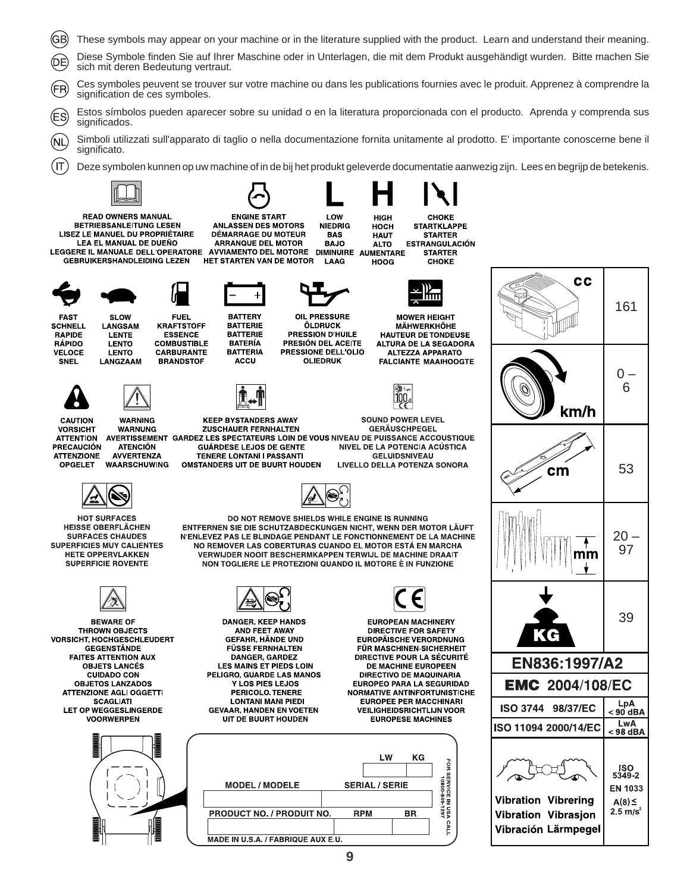(GB) These symbols may appear on your machine or in the literature supplied with the product. Learn and understand their meaning.

(DE) Diese Symbole finden Sie auf Ihrer Maschine oder in Unterlagen, die mit dem Produkt ausgehändigt wurden. Bitte machen Sie sich mit deren Bedeutung vertraut.

(FR) Ces symboles peuvent se trouver sur votre machine ou dans les publications fournies avec le produit. Apprenez à comprendre la signification de ces symboles.

(ES) Estos símbolos pueden aparecer sobre su unidad o en la literatura proporcionada con el producto. Aprenda y comprenda sus significados.

(NL) Simboli utilizzati sull'apparato di taglio o nella documentazione fornita unitamente al prodotto. E' importante conoscerne bene il significato.

(IT) Deze symbolen kunnen op uw machine of in de bij het produkt geleverde documentatie aanwezig zijn. Lees en begrijp de betekenis.

READ OWNERS MANUAL
BETRIEBSANLEITUNG LESEN
LISEZ LE MANUEL DU PROPRIÉTAIRE
LEA EL MANUAL DE DUEÑO
LEGGERE IL MANUALE DELL'OPERATORE
GEBRUIKERSHANDLEIDING LEZEN

ENGINE START
ANLASSEN DES MOTORS
DÉMARRAGE DU MOTEUR
ARRANQUE DEL MOTOR
AVVIAMENTO DEL MOTORE
HET STARTEN VAN DE MOTOR

LOW
NIEDRIG
BAS
BAJO
DIMINUIRE
LAAG

HIGH
HOCH
HAUT
ALTO
AUMENTARE
HOOG

CHOKE
STARTKLAPPE
STARTER
ESTRANGULACIÓN
STARTER
CHOKE

FAST
SCHNELL
RAPIDE
RÁPIDO
VELOCE
SNEL

SLOW
LANGSAM
LENTE
LENTO
LENTO
LANGZAAM

FUEL
KRAFTSTOFF
ESSENCE
COMBUSTIBLE
CARBURANTE
BRANDSTOF

BATTERY
BATTERIE
BATTERIE
BATERÍA
BATTERIA
ACCU

OIL PRESSURE
ÖLDRUCK
PRESSION D'HUILE
PRESIÓN DEL ACEITE
PRESSIONE DELL'OLIO
OLIEDRUK

MOWER HEIGHT
MÄHWERKHÖHE
HAUTEUR DE TONDEUSE
ALTURA DE LA SEGADORA
ALTEZZA APPARATO FALCIANTE
MAAIHOOGTE

CAUTION
VORSICHT
ATTENTION
PRECAUCIÓN
ATTENZIONE
OPGELET

WARNING
WARNUNG
AVERTISSEMENT
ATENCIÓN
AVVERTENZA
WAARSCHUWING

KEEP BYSTANDERS AWAY
ZUSCHAUER FERNHALTEN
GARDEZ LES SPECTATEURS LOIN DE VOUS
GUÁRDESE LEJOS DE GENTE
TENERE LONTANI I PASSANTI
OMSTANDERS UIT DE BUURT HOUDEN

SOUND POWER LEVEL
GERÄUSCHPEGEL
NIVEAU DE PUISSANCE ACCOUSTIQUE
NIVEL DE LA POTENCIA ACÚSTICA
GELUIDSNIVEAU
LIVELLO DELLA POTENZA SONORA

HOT SURFACES
HEISSE OBERFLÄCHEN
SURFACES CHAUDES
SUPERFICIES MUY CALIENTES
HETE OPPERVLAKKEN
SUPERFICIE ROVENTE

DO NOT REMOVE SHIELDS WHILE ENGINE IS RUNNING
ENTFERNEN SIE DIE SCHUTZABDECKUNGEN NICHT, WENN DER MOTOR LÄUFT
N'ENLEVEZ PAS LE BLINDAGE PENDANT LE FONCTIONNEMENT DE LA MACHINE
NO REMOVER LAS COBERTURAS CUANDO EL MOTOR ESTÁ EN MARCHA
VERWIJDER NOOIT BESCHERMKAPPEN TERWIJL DE MACHINE DRAAIT
NON TOGLIERE LE PROTEZIONI QUANDO IL MOTORE È IN FUNZIONE

BEWARE OF THROWN OBJECTS
VORSICHT, HOCHGESCHLEUDERT GEGENSTÄNDE
FAITES ATTENTION AUX OBJETS LANCÉS
CUIDADO CON OBJETOS LANZADOS
ATTENZIONE AGLI OGGETTI SCAGLIATI
LET OP WEGGESLINGERDE VOORWERPEN

DANGER, KEEP HANDS AND FEET AWAY
GEFAHR, HÄNDE UND FÜSSE FERNHALTEN
DANGER, GARDEZ LES MAINS ET PIEDS LOIN
PELIGRO, GUARDE LAS MANOS Y LOS PIES LEJOS
PERICOLO. TENERE LONTANI MANI PIEDI
GEVAAR, HANDEN EN VOETEN UIT DE BUURT HOUDEN

EUROPEAN MACHINERY DIRECTIVE FOR SAFETY
EUROPÄISCHE VERORDNUNG FÜR MASCHINEN-SICHERHEIT
DIRECTIVE POUR LA SÉCURITÉ DE MACHINE EUROPEEN
DIRECTIVO DE MAQUINARIA EUROPEO PARA LA SEGURIDAD
NORMATIVE ANTINFORTUNISTICHE EUROPEE PER MACCHINARI
VEILIGHEIDSRICHTLIJN VOOR EUROPESE MACHINES

| | |
|---|---|
| cc | 161 |
| km/h | 0 – 6 |
| cm | 53 |
| mm | 20 – 97 |
| KG | 39 |
| EN836:1997/A2 | |
| EMC 2004/108/EC | |
| ISO 3744 98/37/EC | LpA < 90 dBA |
| ISO 11094 2000/14/EC | LwA < 98 dBA |
| Vibration Vibrering Vibration Vibrasjon Vibración Lärmpegel | ISO 5349-2 EN 1033 A(8) ≤ 2.5 m/s² |

| | | LW | KG |
|---|---|---|---|
| MODEL / MODELE | SERIAL / SERIE | | |
| PRODUCT NO. / PRODUIT NO. | | RPM | BR |

MADE IN U.S.A. / FABRIQUE AUX E.U.

FOR SERVICE IN USA CALL 1-800-849-1297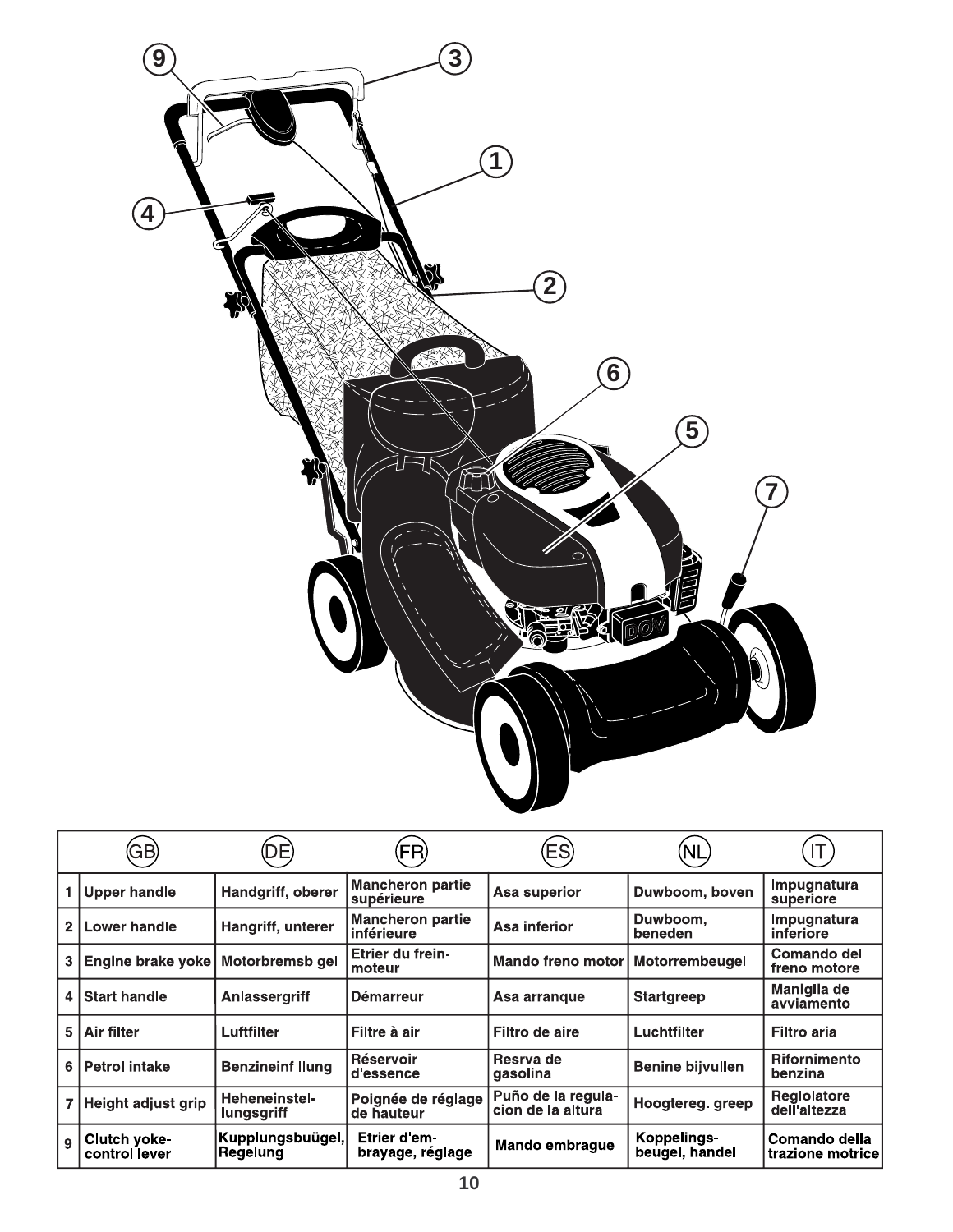| | GB | DE | FR | ES | NL | IT |
|---|---|---|---|---|---|---|
| 1 | Upper handle | Handgriff, oberer | Mancheron partie supérieure | Asa superior | Duwboom, boven | Impugnatura superiore |
| 2 | Lower handle | Hangriff, unterer | Mancheron partie inférieure | Asa inferior | Duwboom, beneden | Impugnatura inferiore |
| 3 | Engine brake yoke | Motorbremsb gel | Etrier du frein-moteur | Mando freno motor | Motorrembeugel | Comando del freno motore |
| 4 | Start handle | Anlassergriff | Démarreur | Asa arranque | Startgreep | Maniglia de avviamento |
| 5 | Air filter | Luftfilter | Filtre à air | Filtro de aire | Luchtfilter | Filtro aria |
| 6 | Petrol intake | Benzineinf llung | Réservoir d'essence | Resrva de gasolina | Benine bijvullen | Rifornimento benzina |
| 7 | Height adjust grip | Heheneinstel-lungsgriff | Poignée de réglage de hauteur | Puño de la regula-cion de la altura | Hoogtereg. greep | Reglolatore dell'altezza |
| 9 | Clutch yoke-control lever | Kupplungsbuügel, Regelung | Etrier d'em-brayage, réglage | Mando embrague | Koppelings-beugel, handel | Comando della trazione motrice |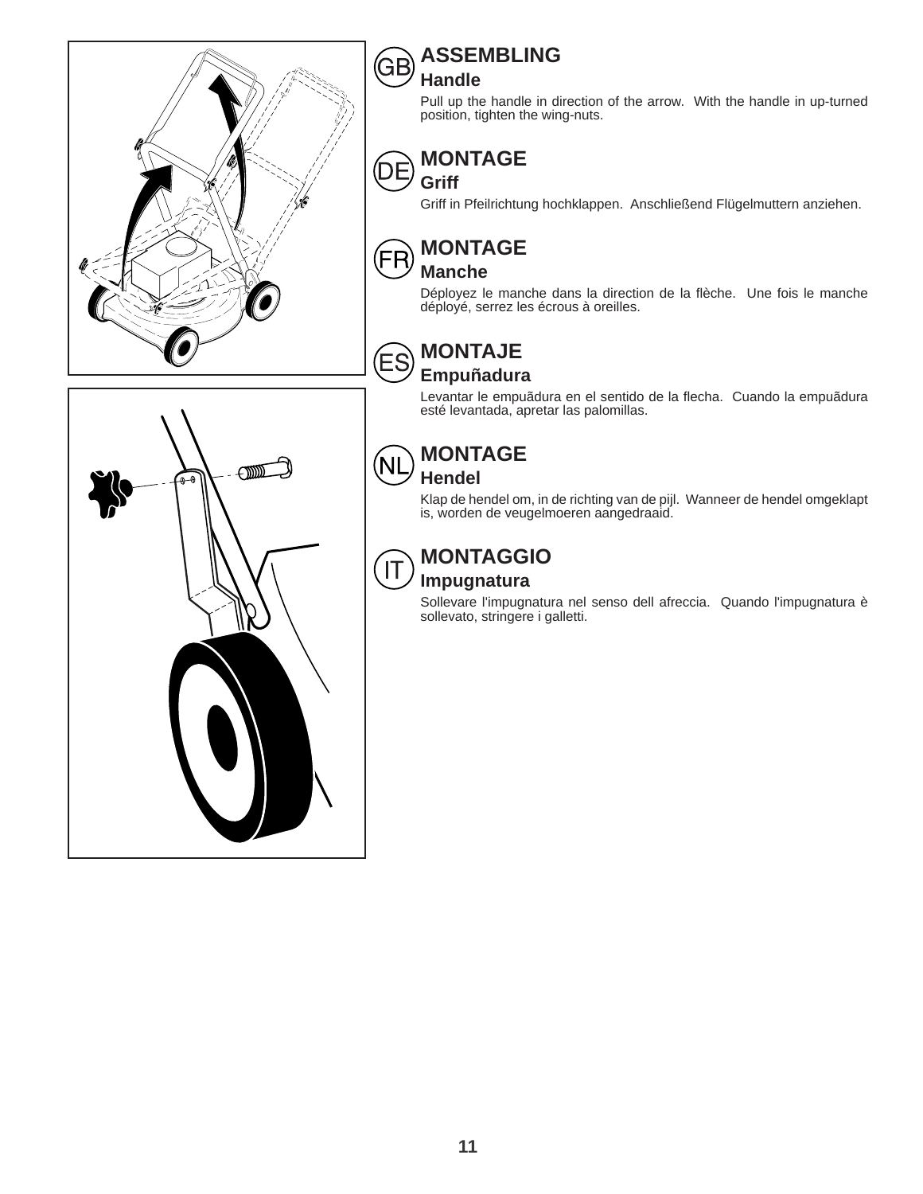## GB

### ASSEMBLING

**Handle**

Pull up the handle in direction of the arrow. With the handle in up-turned position, tighten the wing-nuts.

## DE

### MONTAGE

**Griff**

Griff in Pfeilrichtung hochklappen. Anschließend Flügelmuttern anziehen.

## FR

### MONTAGE

**Manche**

Déployez le manche dans la direction de la flèche. Une fois le manche déployé, serrez les écrous à oreilles.

## ES

### MONTAJE

**Empuñadura**

Levantar le empuãdura en el sentido de la flecha. Cuando la empuãdura esté levantada, apretar las palomillas.

## NL

### MONTAGE

**Hendel**

Klap de hendel om, in de richting van de pijl. Wanneer de hendel omgeklapt is, worden de veugelmoeren aangedraaid.

## IT

### MONTAGGIO

**Impugnatura**

Sollevare l'impugnatura nel senso dell afreccia. Quando l'impugnatura è sollevato, stringere i galletti.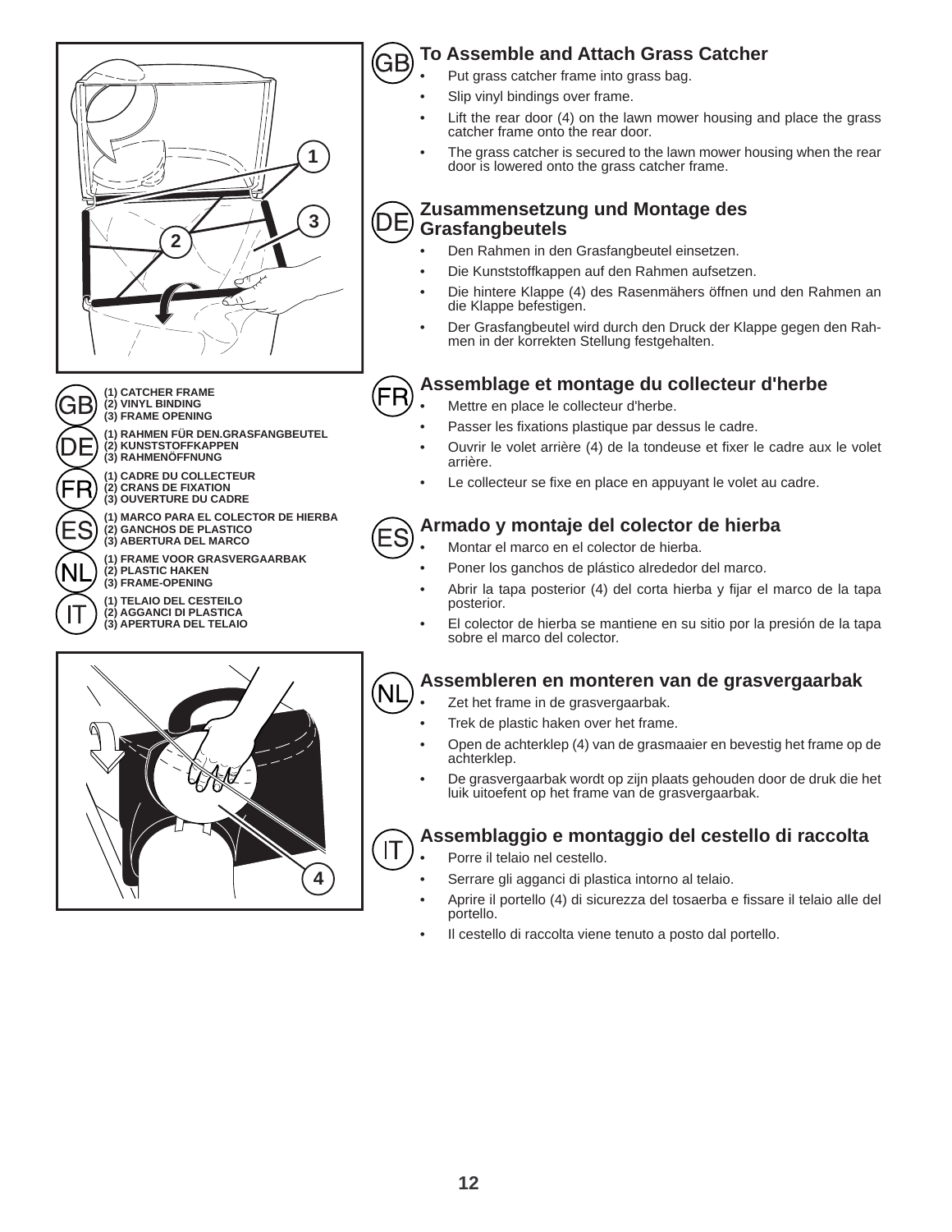GB

(1) CATCHER FRAME
(2) VINYL BINDING
(3) FRAME OPENING

DE

(1) RAHMEN FÜR DEN.GRASFANGBEUTEL
(2) KUNSTSTOFFKAPPEN
(3) RAHMENÖFFNUNG

FR

(1) CADRE DU COLLECTEUR
(2) CRANS DE FIXATION
(3) OUVERTURE DU CADRE

ES

(1) MARCO PARA EL COLECTOR DE HIERBA
(2) GANCHOS DE PLASTICO
(3) ABERTURA DEL MARCO

NL

(1) FRAME VOOR GRASVERGAARBAK
(2) PLASTIC HAKEN
(3) FRAME-OPENING

IT

(1) TELAIO DEL CESTEILO
(2) AGGANCI DI PLASTICA
(3) APERTURA DEL TELAIO

## GB To Assemble and Attach Grass Catcher

- Put grass catcher frame into grass bag.
- Slip vinyl bindings over frame.
- Lift the rear door (4) on the lawn mower housing and place the grass catcher frame onto the rear door.
- The grass catcher is secured to the lawn mower housing when the rear door is lowered onto the grass catcher frame.

## DE Zusammensetzung und Montage des Grasfangbeutels

- Den Rahmen in den Grasfangbeutel einsetzen.
- Die Kunststoffkappen auf den Rahmen aufsetzen.
- Die hintere Klappe (4) des Rasenmähers öffnen und den Rahmen an die Klappe befestigen.
- Der Grasfangbeutel wird durch den Druck der Klappe gegen den Rahmen in der korrekten Stellung festgehalten.

## FR Assemblage et montage du collecteur d'herbe

- Mettre en place le collecteur d'herbe.
- Passer les fixations plastique par dessus le cadre.
- Ouvrir le volet arrière (4) de la tondeuse et fixer le cadre aux le volet arrière.
- Le collecteur se fixe en place en appuyant le volet au cadre.

## ES Armado y montaje del colector de hierba

- Montar el marco en el colector de hierba.
- Poner los ganchos de plástico alrededor del marco.
- Abrir la tapa posterior (4) del corta hierba y fijar el marco de la tapa posterior.
- El colector de hierba se mantiene en su sitio por la presión de la tapa sobre el marco del colector.

## NL Assembleren en monteren van de grasvergaarbak

- Zet het frame in de grasvergaarbak.
- Trek de plastic haken over het frame.
- Open de achterklep (4) van de grasmaaier en bevestig het frame op de achterklep.
- De grasvergaarbak wordt op zijn plaats gehouden door de druk die het luik uitoefent op het frame van de grasvergaarbak.

## IT Assemblaggio e montaggio del cestello di raccolta

- Porre il telaio nel cestello.
- Serrare gli agganci di plastica intorno al telaio.
- Aprire il portello (4) di sicurezza del tosaerba e fissare il telaio alle del portello.
- Il cestello di raccolta viene tenuto a posto dal portello.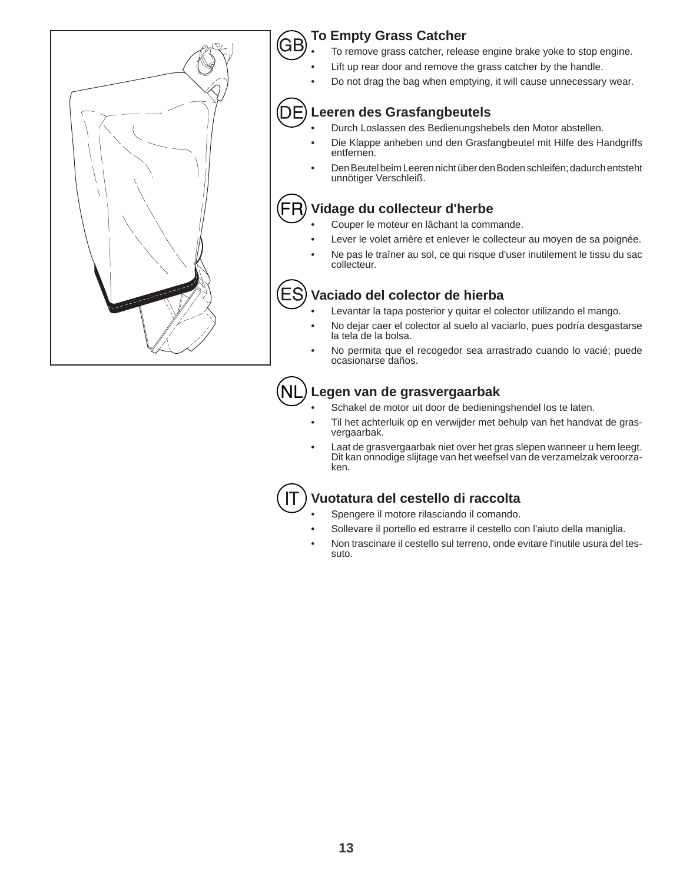## GB To Empty Grass Catcher

- To remove grass catcher, release engine brake yoke to stop engine.
- Lift up rear door and remove the grass catcher by the handle.
- Do not drag the bag when emptying, it will cause unnecessary wear.

## DE Leeren des Grasfangbeutels

- Durch Loslassen des Bedienungshebels den Motor abstellen.
- Die Klappe anheben und den Grasfangbeutel mit Hilfe des Handgriffs entfernen.
- Den Beutel beim Leeren nicht über den Boden schleifen; dadurch entsteht unnötiger Verschleiß.

## FR Vidage du collecteur d'herbe

- Couper le moteur en lâchant la commande.
- Lever le volet arrière et enlever le collecteur au moyen de sa poignée.
- Ne pas le traîner au sol, ce qui risque d'user inutilement le tissu du sac collecteur.

## ES Vaciado del colector de hierba

- Levantar la tapa posterior y quitar el colector utilizando el mango.
- No dejar caer el colector al suelo al vaciarlo, pues podría desgastarse la tela de la bolsa.
- No permita que el recogedor sea arrastrado cuando lo vacié; puede ocasionarse daños.

## NL Legen van de grasvergaarbak

- Schakel de motor uit door de bedieningshendel los te laten.
- Til het achterluik op en verwijder met behulp van het handvat de grasvergaarbak.
- Laat de grasvergaarbak niet over het gras slepen wanneer u hem leegt. Dit kan onnodige slijtage van het weefsel van de verzamelzak veroorzaken.

## IT Vuotatura del cestello di raccolta

- Spengere il motore rilasciando il comando.
- Sollevare il portello ed estrarre il cestello con l'aiuto della maniglia.
- Non trascinare il cestello sul terreno, onde evitare l'inutile usura del tessuto.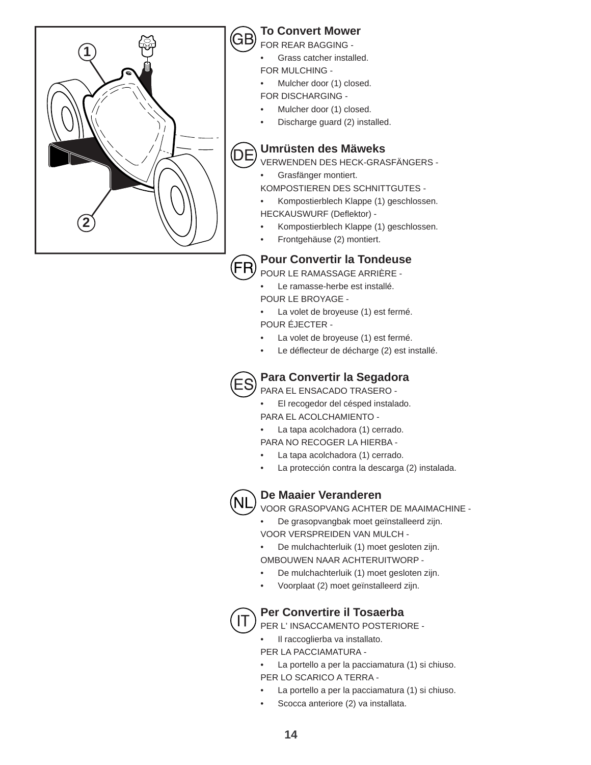## To Convert Mower

FOR REAR BAGGING -

- Grass catcher installed.

FOR MULCHING -

- Mulcher door (1) closed.

FOR DISCHARGING -

- Mulcher door (1) closed.
- Discharge guard (2) installed.

## Umrüsten des Mäweks

VERWENDEN DES HECK-GRASFÄNGERS -

- Grasfänger montiert.

KOMPOSTIEREN DES SCHNITTGUTES -

- Kompostierblech Klappe (1) geschlossen.

HECKAUSWURF (Deflektor) -

- Kompostierblech Klappe (1) geschlossen.
- Frontgehäuse (2) montiert.

## Pour Convertir la Tondeuse

POUR LE RAMASSAGE ARRIÈRE -

- Le ramasse-herbe est installé.

POUR LE BROYAGE -

- La volet de broyeuse (1) est fermé.

POUR ÉJECTER -

- La volet de broyeuse (1) est fermé.
- Le déflecteur de décharge (2) est installé.

## Para Convertir la Segadora

PARA EL ENSACADO TRASERO -

- El recogedor del césped instalado.

PARA EL ACOLCHAMIENTO -

- La tapa acolchadora (1) cerrado.

PARA NO RECOGER LA HIERBA -

- La tapa acolchadora (1) cerrado.
- La protección contra la descarga (2) instalada.

## De Maaier Veranderen

VOOR GRASOPVANG ACHTER DE MAAIMACHINE -

- De grasopvangbak moet geïnstalleerd zijn.

VOOR VERSPREIDEN VAN MULCH -

- De mulchachterluik (1) moet gesloten zijn.

OMBOUWEN NAAR ACHTERUITWORP -

- De mulchachterluik (1) moet gesloten zijn.
- Voorplaat (2) moet geïnstalleerd zijn.

## Per Convertire il Tosaerba

PER L' INSACCAMENTO POSTERIORE -

- Il raccoglierba va installato.

PER LA PACCIAMATURA -

- La portello a per la pacciamatura (1) si chiuso.

PER LO SCARICO A TERRA -

- La portello a per la pacciamatura (1) si chiuso.
- Scocca anteriore (2) va installata.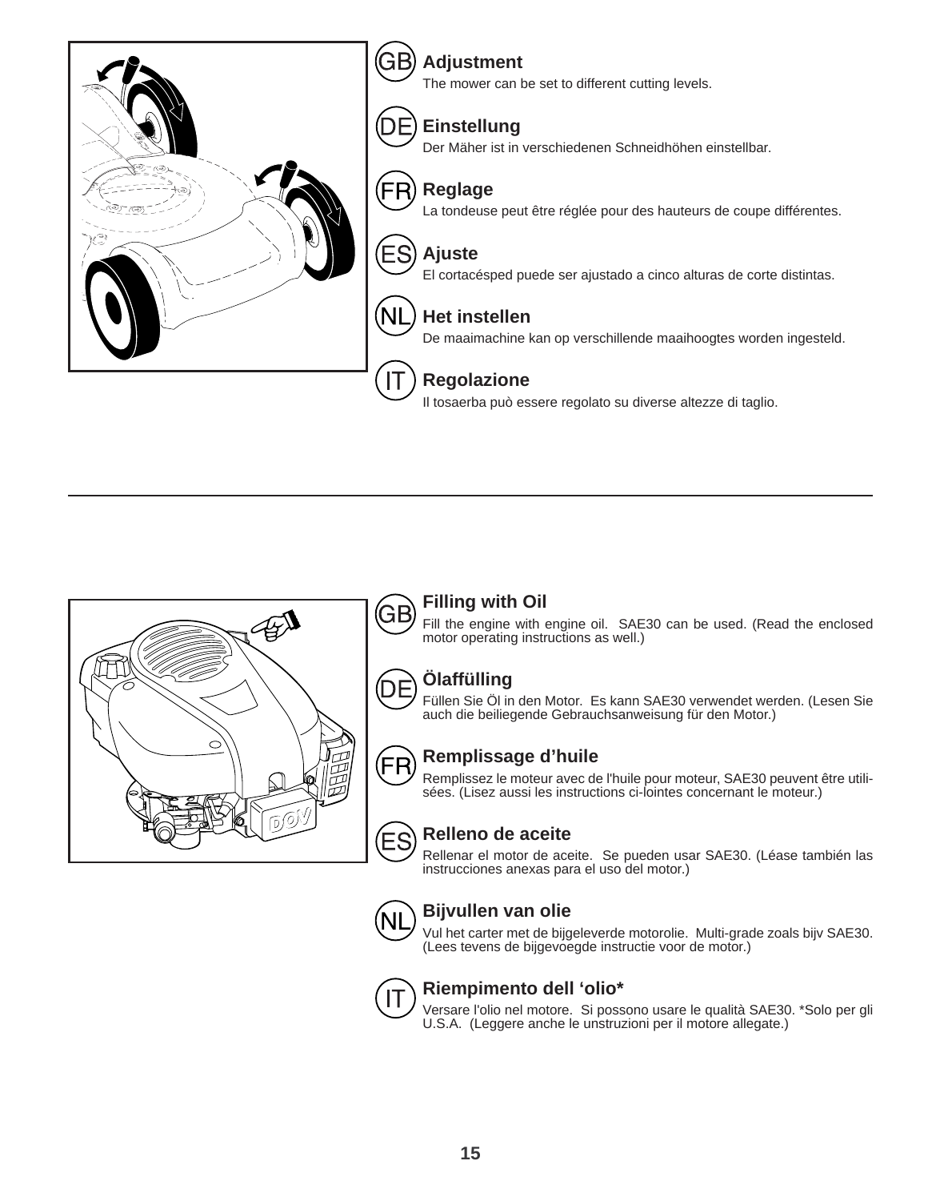GB

### Adjustment

The mower can be set to different cutting levels.

DE

### Einstellung

Der Mäher ist in verschiedenen Schneidhöhen einstellbar.

FR

### Reglage

La tondeuse peut être réglée pour des hauteurs de coupe différentes.

ES

### Ajuste

El cortacésped puede ser ajustado a cinco alturas de corte distintas.

NL

### Het instellen

De maaimachine kan op verschillende maaihoogtes worden ingesteld.

IT

### Regolazione

Il tosaerba può essere regolato su diverse altezze di taglio.

---

GB

### Filling with Oil

Fill the engine with engine oil. SAE30 can be used. (Read the enclosed motor operating instructions as well.)

DE

### Ölaffülling

Füllen Sie Öl in den Motor. Es kann SAE30 verwendet werden. (Lesen Sie auch die beiliegende Gebrauchsanweisung für den Motor.)

FR

### Remplissage d'huile

Remplissez le moteur avec de l'huile pour moteur, SAE30 peuvent être utilisées. (Lisez aussi les instructions ci-lointes concernant le moteur.)

ES

### Relleno de aceite

Rellenar el motor de aceite. Se pueden usar SAE30. (Léase también las instrucciones anexas para el uso del motor.)

NL

### Bijvullen van olie

Vul het carter met de bijgeleverde motorolie. Multi-grade zoals bijv SAE30. (Lees tevens de bijgevoegde instructie voor de motor.)

IT

### Riempimento dell 'olio*

Versare l'olio nel motore. Si possono usare le qualità SAE30. *Solo per gli U.S.A. (Leggere anche le unstruzioni per il motore allegate.)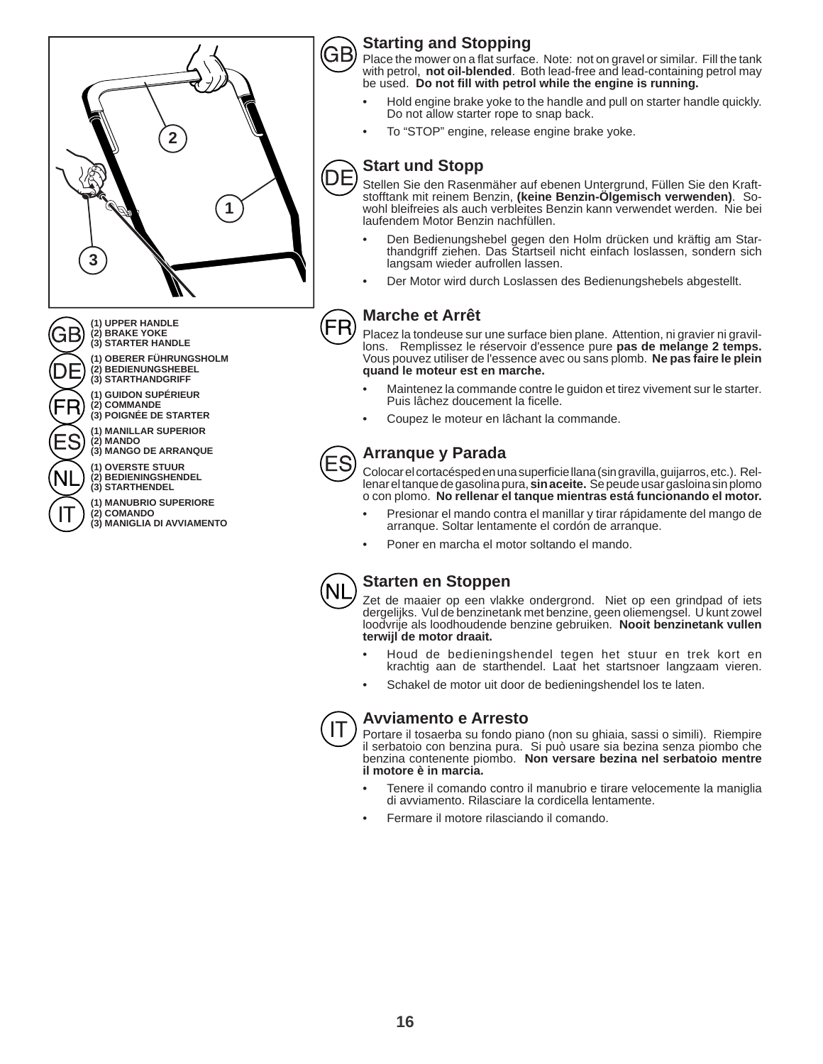**GB**

**(1) UPPER HANDLE**
**(2) BRAKE YOKE**
**(3) STARTER HANDLE**

**DE**

**(1) OBERER FÜHRUNGSHOLM**
**(2) BEDIENUNGSHEBEL**
**(3) STARTHANDGRIFF**

**FR**

**(1) GUIDON SUPÉRIEUR**
**(2) COMMANDE**
**(3) POIGNÉE DE STARTER**

**ES**

**(1) MANILLAR SUPERIOR**
**(2) MANDO**
**(3) MANGO DE ARRANQUE**

**NL**

**(1) OVERSTE STUUR**
**(2) BEDIENINGSHENDEL**
**(3) STARTHENDEL**

**IT**

**(1) MANUBRIO SUPERIORE**
**(2) COMANDO**
**(3) MANIGLIA DI AVVIAMENTO**

## GB Starting and Stopping

Place the mower on a flat surface. Note: not on gravel or similar. Fill the tank with petrol, **not oil-blended**. Both lead-free and lead-containing petrol may be used. **Do not fill with petrol while the engine is running.**

- Hold engine brake yoke to the handle and pull on starter handle quickly. Do not allow starter rope to snap back.
- To "STOP" engine, release engine brake yoke.

## DE Start und Stopp

Stellen Sie den Rasenmäher auf ebenen Untergrund, Füllen Sie den Kraftstofftank mit reinem Benzin, **(keine Benzin-Ölgemisch verwenden)**. Sowohl bleifreies als auch verbleites Benzin kann verwendet werden. Nie bei laufendem Motor Benzin nachfüllen.

- Den Bedienungshebel gegen den Holm drücken und kräftig am Starthandgriff ziehen. Das Startseil nicht einfach loslassen, sondern sich langsam wieder aufrollen lassen.
- Der Motor wird durch Loslassen des Bedienungshebels abgestellt.

## FR Marche et Arrêt

Placez la tondeuse sur une surface bien plane. Attention, ni gravier ni gravillons. Remplissez le réservoir d'essence pure **pas de melange 2 temps.** Vous pouvez utiliser de l'essence avec ou sans plomb. **Ne pas faire le plein quand le moteur est en marche.**

- Maintenez la commande contre le guidon et tirez vivement sur le starter. Puis lâchez doucement la ficelle.
- Coupez le moteur en lâchant la commande.

## ES Arranque y Parada

Colocar el cortacésped en una superficie llana (sin gravilla, guijarros, etc.). Rellenar el tanque de gasolina pura, **sin aceite.** Se peude usar gasloina sin plomo o con plomo. **No rellenar el tanque mientras está funcionando el motor.**

- Presionar el mando contra el manillar y tirar rápidamente del mango de arranque. Soltar lentamente el cordón de arranque.
- Poner en marcha el motor soltando el mando.

## NL Starten en Stoppen

Zet de maaier op een vlakke ondergrond. Niet op een grindpad of iets dergelijks. Vul de benzinetank met benzine, geen oliemengsel. U kunt zowel loodvrije als loodhoudende benzine gebruiken. **Nooit benzinetank vullen terwijl de motor draait.**

- Houd de bedieningshendel tegen het stuur en trek kort en krachtig aan de starthendel. Laat het startsnoer langzaam vieren.
- Schakel de motor uit door de bedieningshendel los te laten.

## IT Avviamento e Arresto

Portare il tosaerba su fondo piano (non su ghiaia, sassi o simili). Riempire il serbatoio con benzina pura. Si può usare sia bezina senza piombo che benzina contenente piombo. **Non versare bezina nel serbatoio mentre il motore è in marcia.**

- Tenere il comando contro il manubrio e tirare velocemente la maniglia di avviamento. Rilasciare la cordicella lentamente.
- Fermare il motore rilasciando il comando.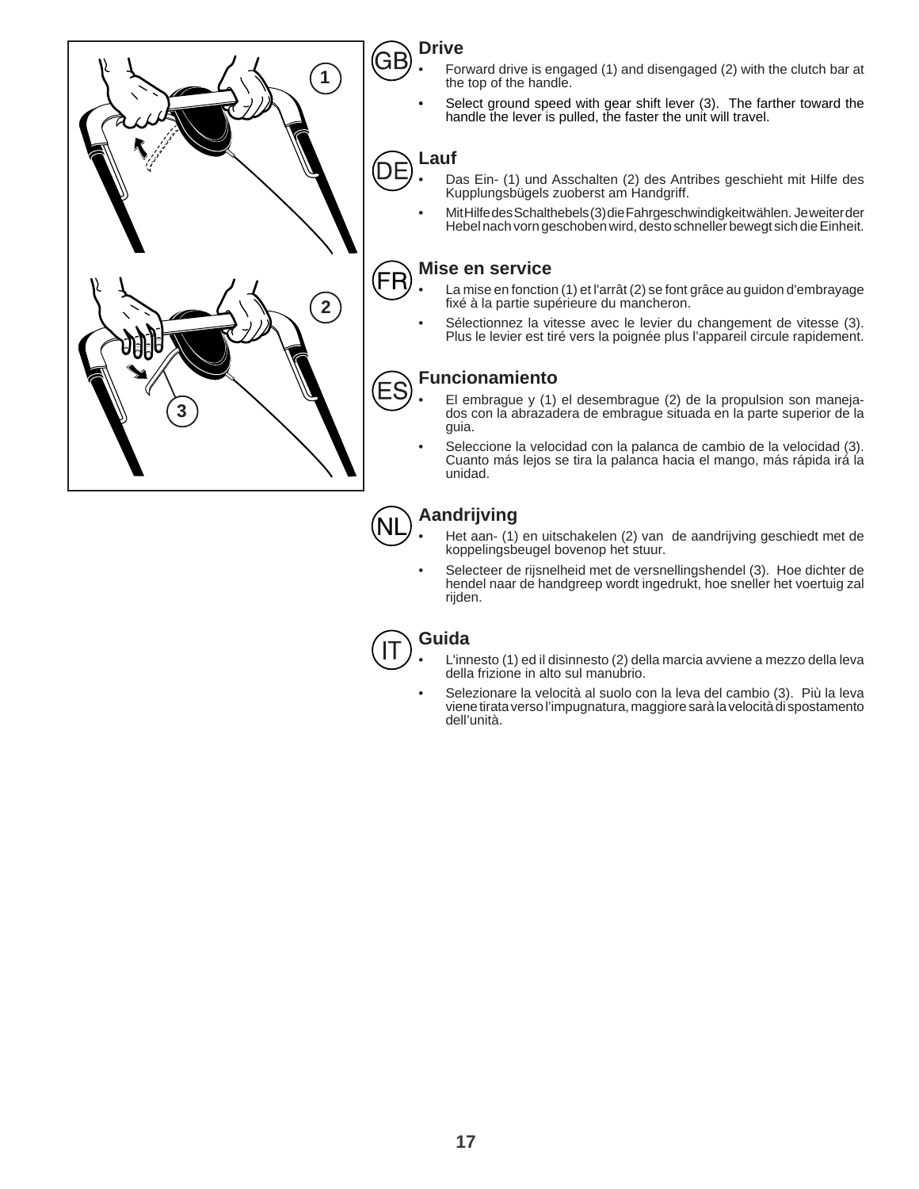## GB Drive

- Forward drive is engaged (1) and disengaged (2) with the clutch bar at the top of the handle.
- Select ground speed with gear shift lever (3). The farther toward the handle the lever is pulled, the faster the unit will travel.

## DE Lauf

- Das Ein- (1) und Asschalten (2) des Antribes geschieht mit Hilfe des Kupplungsbügels zuoberst am Handgriff.
- Mit Hilfe des Schalthebels (3) die Fahrgeschwindigkeit wählen. Je weiter der Hebel nach vorn geschoben wird, desto schneller bewegt sich die Einheit.

## FR Mise en service

- La mise en fonction (1) et l'arrât (2) se font grâce au guidon d'embrayage fixé à la partie supérieure du mancheron.
- Sélectionnez la vitesse avec le levier du changement de vitesse (3). Plus le levier est tiré vers la poignée plus l'appareil circule rapidement.

## ES Funcionamiento

- El embrague y (1) el desembrague (2) de la propulsion son manejados con la abrazadera de embrague situada en la parte superior de la guia.
- Seleccione la velocidad con la palanca de cambio de la velocidad (3). Cuanto más lejos se tira la palanca hacia el mango, más rápida irá la unidad.

## NL Aandrijving

- Het aan- (1) en uitschakelen (2) van de aandrijving geschiedt met de koppelingsbeugel bovenop het stuur.
- Selecteer de rijsnelheid met de versnellingshendel (3). Hoe dichter de hendel naar de handgreep wordt ingedrukt, hoe sneller het voertuig zal rijden.

## IT Guida

- L'innesto (1) ed il disinnesto (2) della marcia avviene a mezzo della leva della frizione in alto sul manubrio.
- Selezionare la velocità al suolo con la leva del cambio (3). Più la leva viene tirata verso l'impugnatura, maggiore sarà la velocità di spostamento dell'unità.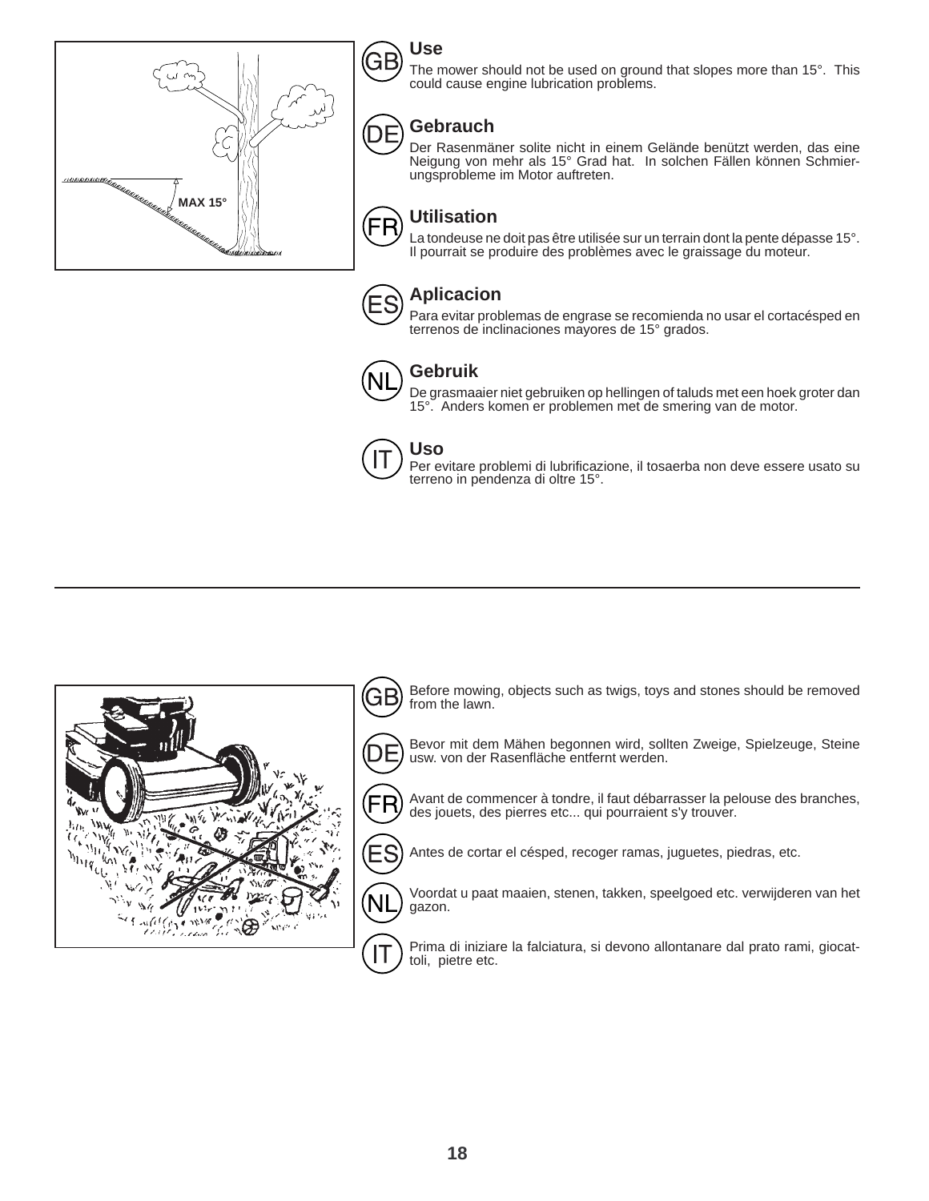MAX 15°

GB

## Use

The mower should not be used on ground that slopes more than 15°. This could cause engine lubrication problems.

DE

## Gebrauch

Der Rasenmäner solite nicht in einem Gelände benützt werden, das eine Neigung von mehr als 15° Grad hat. In solchen Fällen können Schmierungsprobleme im Motor auftreten.

FR

## Utilisation

La tondeuse ne doit pas être utilisée sur un terrain dont la pente dépasse 15°. Il pourrait se produire des problèmes avec le graissage du moteur.

ES

## Aplicacion

Para evitar problemas de engrase se recomienda no usar el cortacésped en terrenos de inclinaciones mayores de 15° grados.

NL

## Gebruik

De grasmaaier niet gebruiken op hellingen of taluds met een hoek groter dan 15°. Anders komen er problemen met de smering van de motor.

IT

## Uso

Per evitare problemi di lubrificazione, il tosaerba non deve essere usato su terreno in pendenza di oltre 15°.

---

GB

Before mowing, objects such as twigs, toys and stones should be removed from the lawn.

DE

Bevor mit dem Mähen begonnen wird, sollten Zweige, Spielzeuge, Steine usw. von der Rasenfläche entfernt werden.

FR

Avant de commencer à tondre, il faut débarrasser la pelouse des branches, des jouets, des pierres etc... qui pourraient s'y trouver.

ES

Antes de cortar el césped, recoger ramas, juguetes, piedras, etc.

NL

Voordat u paat maaien, stenen, takken, speelgoed etc. verwijderen van het gazon.

IT

Prima di iniziare la falciatura, si devono allontanare dal prato rami, giocattoli, pietre etc.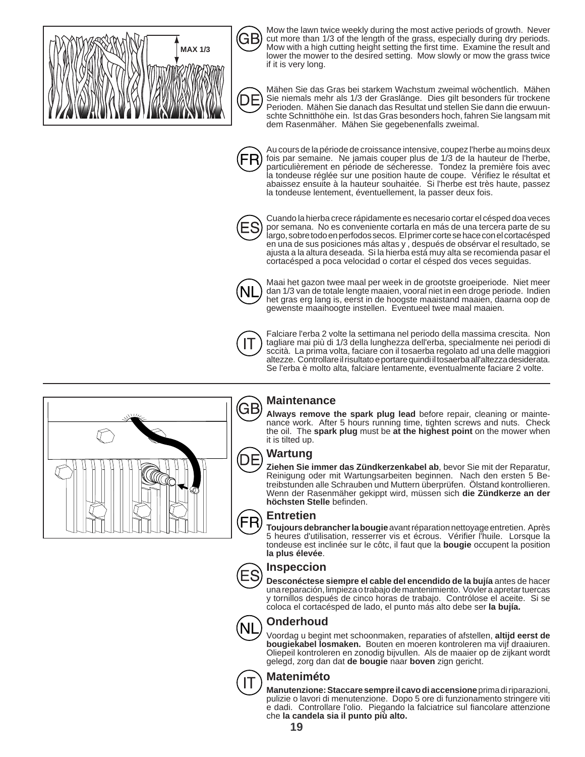MAX 1/3

GB

Mow the lawn twice weekly during the most active periods of growth. Never cut more than 1/3 of the length of the grass, especially during dry periods. Mow with a high cutting height setting the first time. Examine the result and lower the mower to the desired setting. Mow slowly or mow the grass twice if it is very long.

DE

Mähen Sie das Gras bei starkem Wachstum zweimal wöchentlich. Mähen Sie niemals mehr als 1/3 der Graslänge. Dies gilt besonders für trockene Perioden. Mähen Sie danach das Resultat und stellen Sie dann die erwuunschte Schnitthöhe ein. lst das Gras besonders hoch, fahren Sie langsam mit dem Rasenmäher. Mähen Sie gegebenenfalls zweimal.

FR

Au cours de la période de croissance intensive, coupez l'herbe au moins deux fois par semaine. Ne jamais couper plus de 1/3 de la hauteur de l'herbe, particulièrement en période de sécheresse. Tondez la première fois avec la tondeuse réglée sur une position haute de coupe. Vérifiez le résultat et abaissez ensuite à la hauteur souhaitée. Si l'herbe est très haute, passez la tondeuse lentement, éventuellement, la passer deux fois.

ES

Cuando la hierba crece rápidamente es necesario cortar el césped doa veces por semana. No es conveniente cortarla en más de una tercera parte de su largo, sobre todo en perfodos secos. El primer corte se hace con el cortacésped en una de sus posiciones más altas y , después de obsérvar el resultado, se ajusta a la altura deseada. Si la hierba está muy alta se recomienda pasar el cortacésped a poca velocidad o cortar el césped dos veces seguidas.

NL

Maai het gazon twee maal per week in de grootste groeiperiode. Niet meer dan 1/3 van de totale lengte maaien, vooral niet in een droge periode. Indien het gras erg lang is, eerst in de hoogste maaistand maaien, daarna oop de gewenste maaihoogte instellen. Eventueel twee maal maaien.

IT

Falciare l'erba 2 volte la settimana nel periodo della massima crescita. Non tagliare mai più di 1/3 della lunghezza dell'erba, specialmente nei periodi di sccità. La prima volta, faciare con il tosaerba regolato ad una delle maggiori altezze. Controllare il risultato e portare quindi il tosaerba all'altezza desiderata. Se l'erba è molto alta, falciare lentamente, eventualmente faciare 2 volte.

---

GB

## Maintenance

**Always remove the spark plug lead** before repair, cleaning or maintenance work. After 5 hours running time, tighten screws and nuts. Check the oil. The **spark plug** must be **at the highest point** on the mower when it is tilted up.

DE

## Wartung

**Ziehen Sie immer das Zündkerzenkabel ab**, bevor Sie mit der Reparatur, Reinigung oder mit Wartungsarbeiten beginnen. Nach den ersten 5 Betreibstunden alle Schrauben und Muttern überprüfen. Ölstand kontrollieren. Wenn der Rasenmäher gekippt wird, müssen sich **die Zündkerze an der höchsten Stelle** befinden.

FR

## Entretien

**Toujours debrancher la bougie** avant réparation nettoyage entretien. Après 5 heures d'utilisation, resserrer vis et écrous. Vérifier l'huile. Lorsque la tondeuse est inclinée sur le côtc, il faut que la **bougie** occupent la position **la plus élevée**.

ES

## Inspeccion

**Desconéctese siempre el cable del encendido de la bujía** antes de hacer una reparación, limpieza o trabajo de mantenimiento. Vovler a apretar tuercas y tornillos después de cinco horas de trabajo. Contrólose el aceite. Si se coloca el cortacésped de lado, el punto más alto debe ser **la bujía.**

NL

## Onderhoud

Voordag u begint met schoonmaken, reparaties of afstellen, **altijd eerst de bougiekabel losmaken.** Bouten en moeren kontroleren ma vijf draaiuren. Oliepeil kontroleren en zonodig bijvullen. Als de maaier op de zijkant wordt gelegd, zorg dan dat **de bougie** naar **boven** zign gericht.

IT

## Mateniméto

**Manutenzione: Staccare sempre il cavo di accensione** prima di riparazioni, pulizie o lavori di menutenzione. Dopo 5 ore di funzionamento stringere viti e dadi. Controllare l'olio. Piegando la falciatrice sul fiancolare attenzione che **la candela sia il punto più alto.**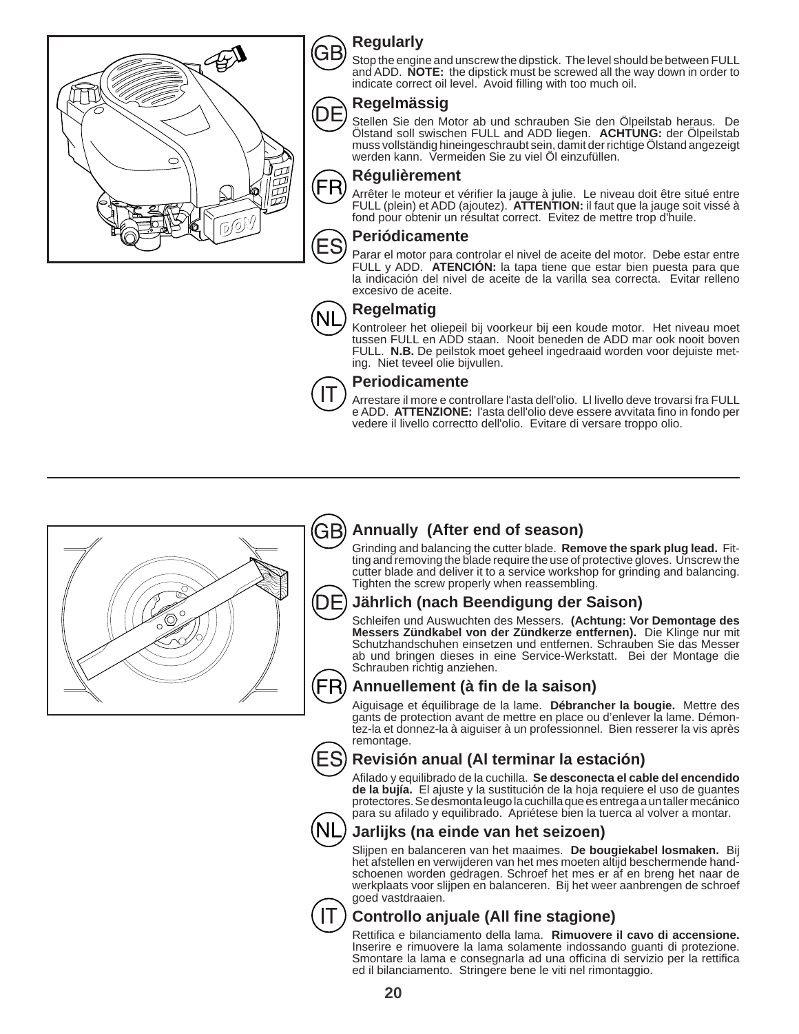### GB Regularly

Stop the engine and unscrew the dipstick. The level should be between FULL and ADD. **NOTE:** the dipstick must be screwed all the way down in order to indicate correct oil level. Avoid filling with too much oil.

### DE Regelmässig

Stellen Sie den Motor ab und schrauben Sie den Ölpeilstab heraus. De Ölstand soll swischen FULL and ADD liegen. **ACHTUNG:** der Ölpeilstab muss vollständig hineingeschraubt sein, damit der richtige Ölstand angezeigt werden kann. Vermeiden Sie zu viel Öl einzufüllen.

### FR Régulièrement

Arrêter le moteur et vérifier la jauge à julie. Le niveau doit être situé entre FULL (plein) et ADD (ajoutez). **ATTENTION:** il faut que la jauge soit vissé à fond pour obtenir un résultat correct. Evitez de mettre trop d'huile.

### ES Periódicamente

Parar el motor para controlar el nivel de aceite del motor. Debe estar entre FULL y ADD. **ATENCIÓN:** la tapa tiene que estar bien puesta para que la indicación del nivel de aceite de la varilla sea correcta. Evitar relleno excesivo de aceite.

### NL Regelmatig

Kontroleer het oliepeil bij voorkeur bij een koude motor. Het niveau moet tussen FULL en ADD staan. Nooit beneden de ADD mar ook nooit boven FULL. **N.B.** De peilstok moet geheel ingedraaid worden voor dejuiste meting. Niet teveel olie bijvullen.

### IT Periodicamente

Arrestare il more e controllare l'asta dell'olio. Ll livello deve trovarsi fra FULL e ADD. **ATTENZIONE:** l'asta dell'olio deve essere avvitata fino in fondo per vedere il livello correctto dell'olio. Evitare di versare troppo olio.

---

### GB Annually (After end of season)

Grinding and balancing the cutter blade. **Remove the spark plug lead.** Fitting and removing the blade require the use of protective gloves. Unscrew the cutter blade and deliver it to a service workshop for grinding and balancing. Tighten the screw properly when reassembling.

### DE Jährlich (nach Beendigung der Saison)

Schleifen und Auswuchten des Messers. **(Achtung: Vor Demontage des Messers Zündkabel von der Zündkerze entfernen).** Die Klinge nur mit Schutzhandschuhen einsetzen und entfernen. Schrauben Sie das Messer ab und bringen dieses in eine Service-Werkstatt. Bei der Montage die Schrauben richtig anziehen.

### FR Annuellement (à fin de la saison)

Aiguisage et équilibrage de la lame. **Débrancher la bougie.** Mettre des gants de protection avant de mettre en place ou d'enlever la lame. Démontez-la et donnez-la à aiguiser à un professionnel. Bien resserer la vis après remontage.

### ES Revisión anual (Al terminar la estación)

Afilado y equilibrado de la cuchilla. **Se desconecta el cable del encendido de la bujía.** El ajuste y la sustitución de la hoja requiere el uso de guantes protectores. Se desmonta leugo la cuchilla que es entrega a un taller mecánico para su afilado y equilibrado. Apriétese bien la tuerca al volver a montar.

### NL Jarlijks (na einde van het seizoen)

Slijpen en balanceren van het maaimes. **De bougiekabel losmaken.** Bij het afstellen en verwijderen van het mes moeten altijd beschermende handschoenen worden gedragen. Schroef het mes er af en breng het naar de werkplaats voor slijpen en balanceren. Bij het weer aanbrengen de schroef goed vastdraaien.

### IT Controllo anjuale (All fine stagione)

Rettifica e bilanciamento della lama. **Rimuovere il cavo di accensione.** Inserire e rimuovere la lama solamente indossando guanti di protezione. Smontare la lama e consegnarla ad una officina di servizio per la rettifica ed il bilanciamento. Stringere bene le viti nel rimontaggio.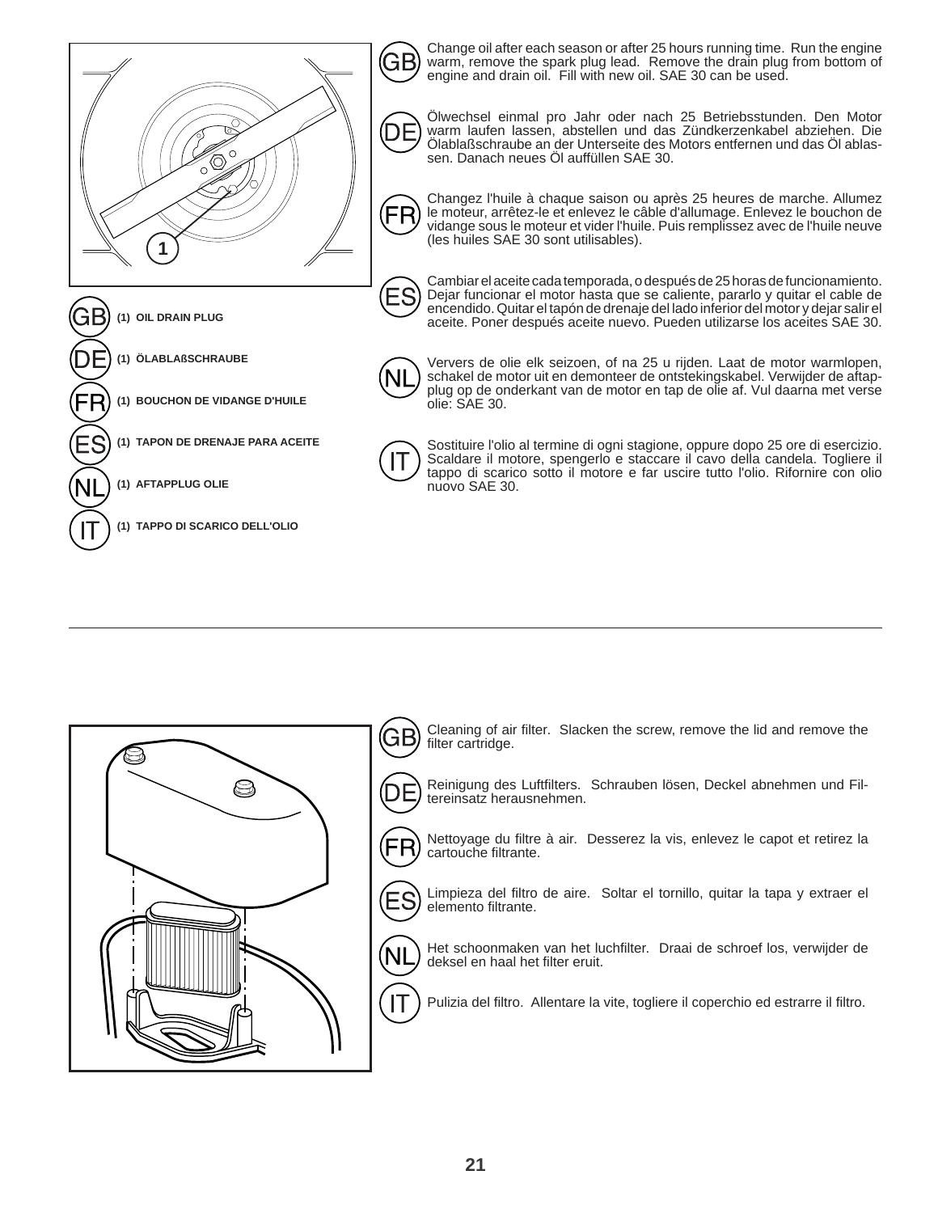GB (1) OIL DRAIN PLUG

DE (1) ÖLABLAßSCHRAUBE

FR (1) BOUCHON DE VIDANGE D'HUILE

ES (1) TAPON DE DRENAJE PARA ACEITE

NL (1) AFTAPPLUG OLIE

IT (1) TAPPO DI SCARICO DELL'OLIO

GB Change oil after each season or after 25 hours running time. Run the engine warm, remove the spark plug lead. Remove the drain plug from bottom of engine and drain oil. Fill with new oil. SAE 30 can be used.

DE Ölwechsel einmal pro Jahr oder nach 25 Betriebsstunden. Den Motor warm laufen lassen, abstellen und das Zündkerzenkabel abziehen. Die Ölablaßschraube an der Unterseite des Motors entfernen und das Öl ablassen. Danach neues Öl auffüllen SAE 30.

FR Changez l'huile à chaque saison ou après 25 heures de marche. Allumez le moteur, arrêtez-le et enlevez le câble d'allumage. Enlevez le bouchon de vidange sous le moteur et vider l'huile. Puis remplissez avec de l'huile neuve (les huiles SAE 30 sont utilisables).

ES Cambiar el aceite cada temporada, o después de 25 horas de funcionamiento. Dejar funcionar el motor hasta que se caliente, pararlo y quitar el cable de encendido. Quitar el tapón de drenaje del lado inferior del motor y dejar salir el aceite. Poner después aceite nuevo. Pueden utilizarse los aceites SAE 30.

NL Ververs de olie elk seizoen, of na 25 u rijden. Laat de motor warmlopen, schakel de motor uit en demonteer de ontstekingskabel. Verwijder de aftapplug op de onderkant van de motor en tap de olie af. Vul daarna met verse olie: SAE 30.

IT Sostituire l'olio al termine di ogni stagione, oppure dopo 25 ore di esercizio. Scaldare il motore, spengerlo e staccare il cavo della candela. Togliere il tappo di scarico sotto il motore e far uscire tutto l'olio. Rifornire con olio nuovo SAE 30.

---

GB Cleaning of air filter. Slacken the screw, remove the lid and remove the filter cartridge.

DE Reinigung des Luftfilters. Schrauben lösen, Deckel abnehmen und Filtereinsatz herausnehmen.

FR Nettoyage du filtre à air. Desserez la vis, enlevez le capot et retirez la cartouche filtrante.

ES Limpieza del filtro de aire. Soltar el tornillo, quitar la tapa y extraer el elemento filtrante.

NL Het schoonmaken van het luchfilter. Draai de schroef los, verwijder de deksel en haal het filter eruit.

IT Pulizia del filtro. Allentare la vite, togliere il coperchio ed estrarre il filtro.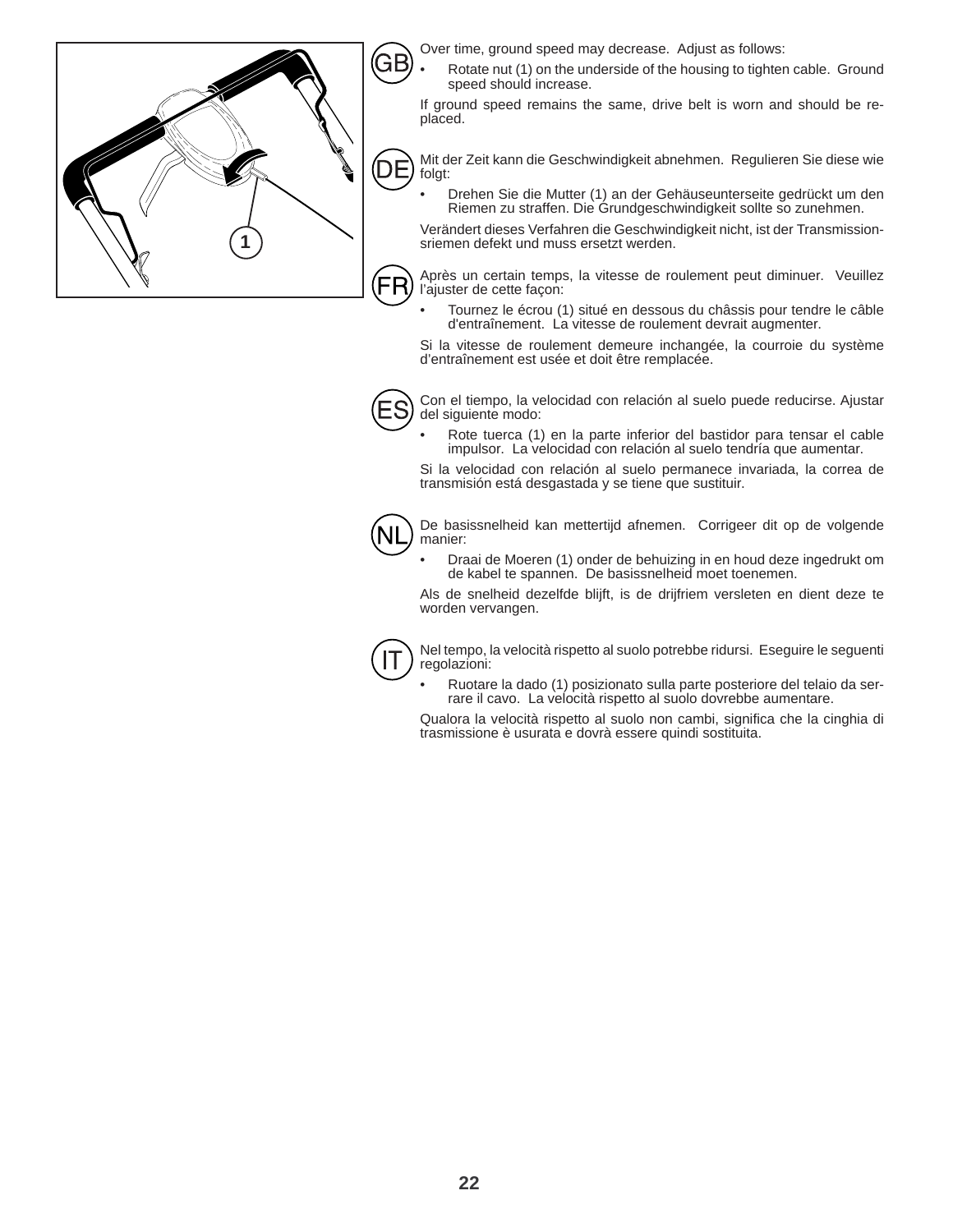## GB

Over time, ground speed may decrease. Adjust as follows:

- Rotate nut (1) on the underside of the housing to tighten cable. Ground speed should increase.

If ground speed remains the same, drive belt is worn and should be replaced.

## DE

Mit der Zeit kann die Geschwindigkeit abnehmen. Regulieren Sie diese wie folgt:

- Drehen Sie die Mutter (1) an der Gehäuseunterseite gedrückt um den Riemen zu straffen. Die Grundgeschwindigkeit sollte so zunehmen.

Verändert dieses Verfahren die Geschwindigkeit nicht, ist der Transmissionsriemen defekt und muss ersetzt werden.

## FR

Après un certain temps, la vitesse de roulement peut diminuer. Veuillez l'ajuster de cette façon:

- Tournez le écrou (1) situé en dessous du châssis pour tendre le câble d'entraînement. La vitesse de roulement devrait augmenter.

Si la vitesse de roulement demeure inchangée, la courroie du système d'entraînement est usée et doit être remplacée.

## ES

Con el tiempo, la velocidad con relación al suelo puede reducirse. Ajustar del siguiente modo:

- Rote tuerca (1) en la parte inferior del bastidor para tensar el cable impulsor. La velocidad con relación al suelo tendría que aumentar.

Si la velocidad con relación al suelo permanece invariada, la correa de transmisión está desgastada y se tiene que sustituir.

## NL

De basissnelheid kan mettertijd afnemen. Corrigeer dit op de volgende manier:

- Draai de Moeren (1) onder de behuizing in en houd deze ingedrukt om de kabel te spannen. De basissnelheid moet toenemen.

Als de snelheid dezelfde blijft, is de drijfriem versleten en dient deze te worden vervangen.

## IT

Nel tempo, la velocità rispetto al suolo potrebbe ridursi. Eseguire le seguenti regolazioni:

- Ruotare la dado (1) posizionato sulla parte posteriore del telaio da serrare il cavo. La velocità rispetto al suolo dovrebbe aumentare.

Qualora la velocità rispetto al suolo non cambi, significa che la cinghia di trasmissione è usurata e dovrà essere quindi sostituita.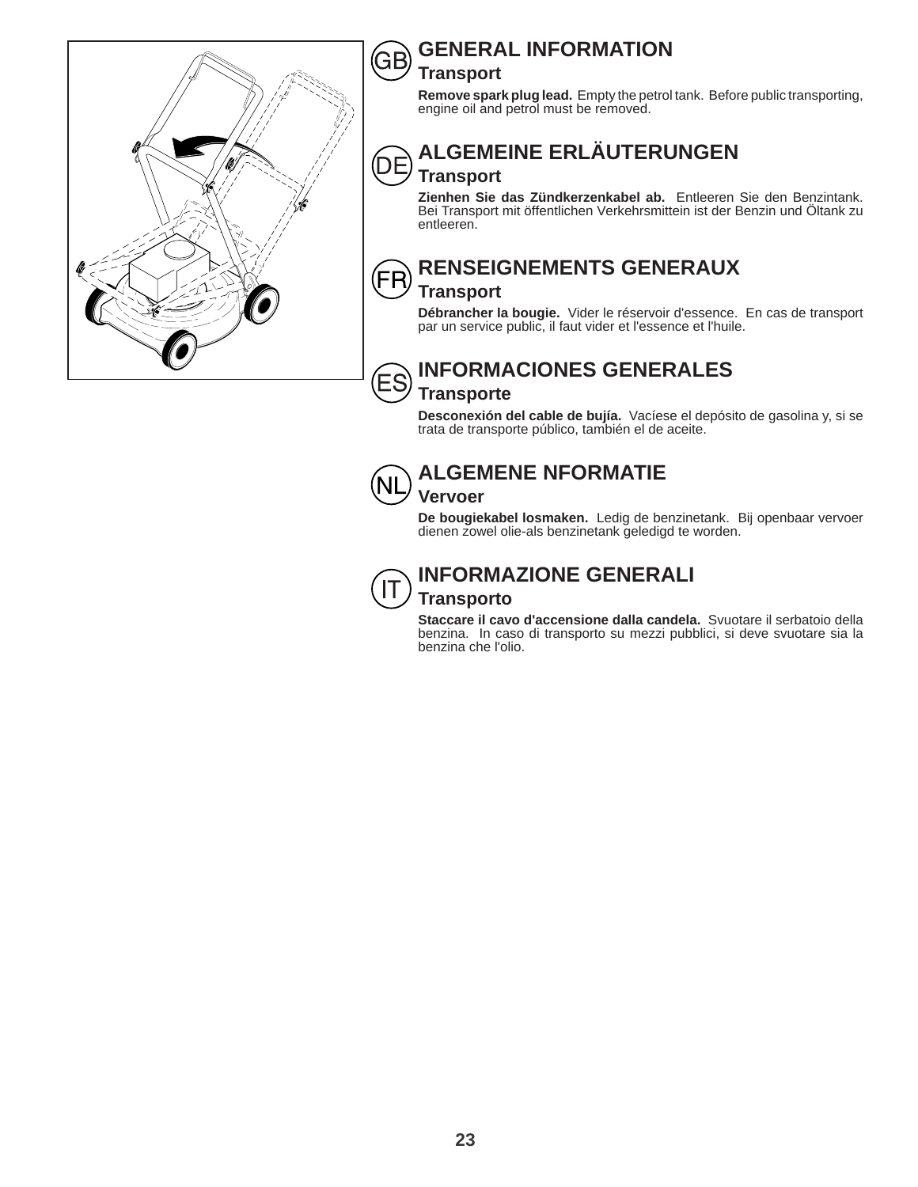GB

## GENERAL INFORMATION

### Transport

**Remove spark plug lead.** Empty the petrol tank. Before public transporting, engine oil and petrol must be removed.

DE

## ALGEMEINE ERLÄUTERUNGEN

### Transport

**Zienhen Sie das Zündkerzenkabel ab.** Entleeren Sie den Benzintank. Bei Transport mit öffentlichen Verkehrsmittein ist der Benzin und Öltank zu entleeren.

FR

## RENSEIGNEMENTS GENERAUX

### Transport

**Débrancher la bougie.** Vider le réservoir d'essence. En cas de transport par un service public, il faut vider et l'essence et l'huile.

ES

## INFORMACIONES GENERALES

### Transporte

**Desconexión del cable de bujía.** Vacíese el depósito de gasolina y, si se trata de transporte público, también el de aceite.

NL

## ALGEMENE NFORMATIE

### Vervoer

**De bougiekabel losmaken.** Ledig de benzinetank. Bij openbaar vervoer dienen zowel olie-als benzinetank geledigd te worden.

IT

## INFORMAZIONE GENERALI

### Transporto

**Staccare il cavo d'accensione dalla candela.** Svuotare il serbatoio della benzina. In caso di transporto su mezzi pubblici, si deve svuotare sia la benzina che l'olio.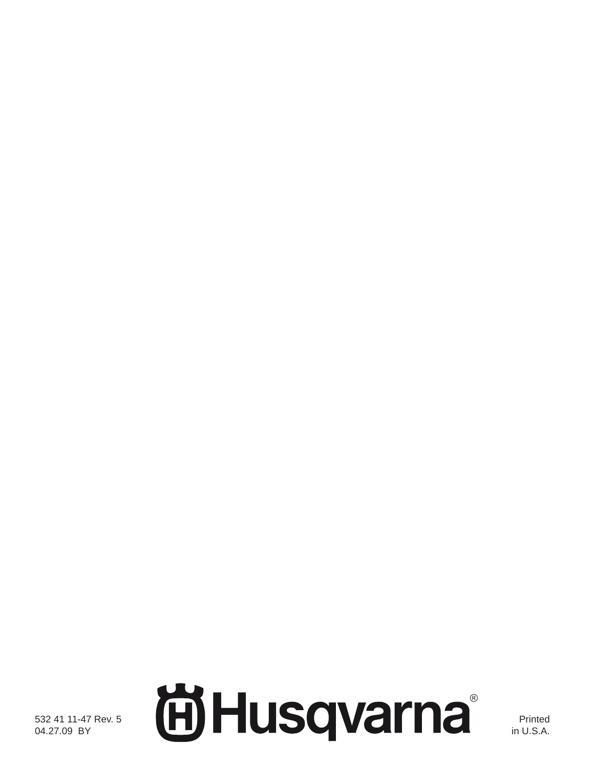532 41 11-47 Rev. 5
04.27.09 BY

Husqvarna®

Printed
in U.S.A.